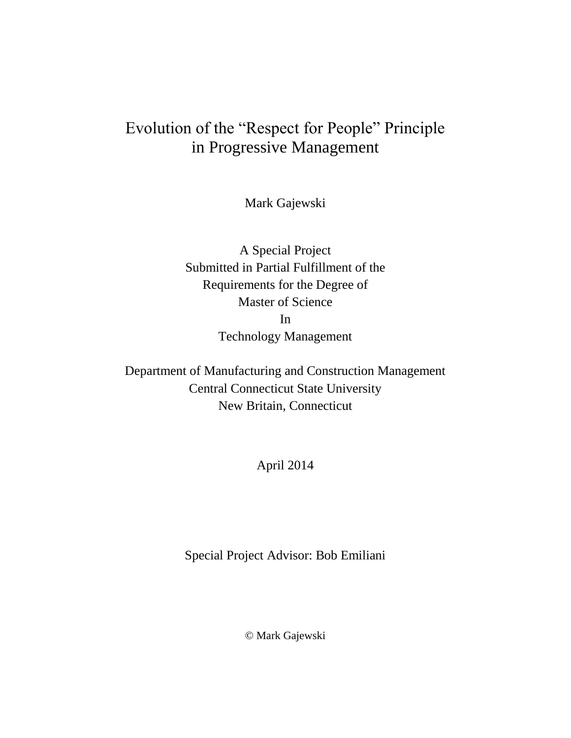# Evolution of the "Respect for People" Principle in Progressive Management

Mark Gajewski

A Special Project
Submitted in Partial Fulfillment of the
Requirements for the Degree of
Master of Science
In
Technology Management

Department of Manufacturing and Construction Management
Central Connecticut State University
New Britain, Connecticut

April 2014

Special Project Advisor: Bob Emiliani

© Mark Gajewski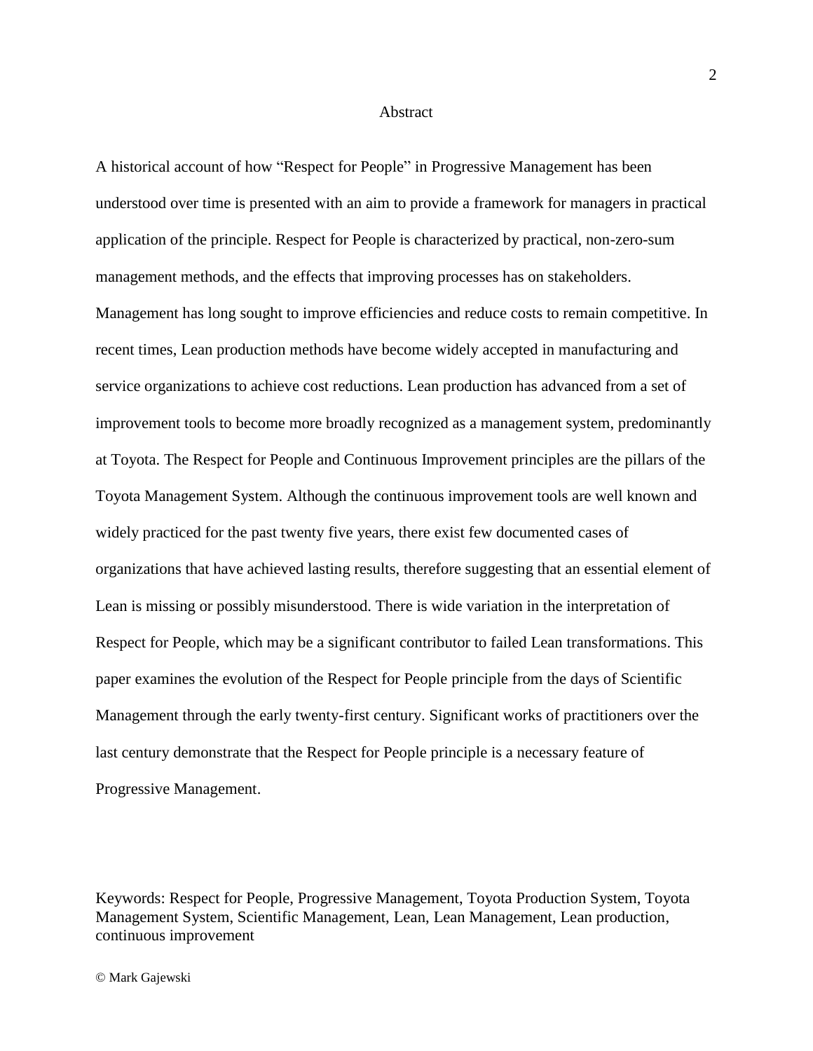# Abstract

A historical account of how "Respect for People" in Progressive Management has been understood over time is presented with an aim to provide a framework for managers in practical application of the principle. Respect for People is characterized by practical, non-zero-sum management methods, and the effects that improving processes has on stakeholders. Management has long sought to improve efficiencies and reduce costs to remain competitive. In recent times, Lean production methods have become widely accepted in manufacturing and service organizations to achieve cost reductions. Lean production has advanced from a set of improvement tools to become more broadly recognized as a management system, predominantly at Toyota. The Respect for People and Continuous Improvement principles are the pillars of the Toyota Management System. Although the continuous improvement tools are well known and widely practiced for the past twenty five years, there exist few documented cases of organizations that have achieved lasting results, therefore suggesting that an essential element of Lean is missing or possibly misunderstood. There is wide variation in the interpretation of Respect for People, which may be a significant contributor to failed Lean transformations. This paper examines the evolution of the Respect for People principle from the days of Scientific Management through the early twenty-first century. Significant works of practitioners over the last century demonstrate that the Respect for People principle is a necessary feature of Progressive Management.

Keywords: Respect for People, Progressive Management, Toyota Production System, Toyota Management System, Scientific Management, Lean, Lean Management, Lean production, continuous improvement

© Mark Gajewski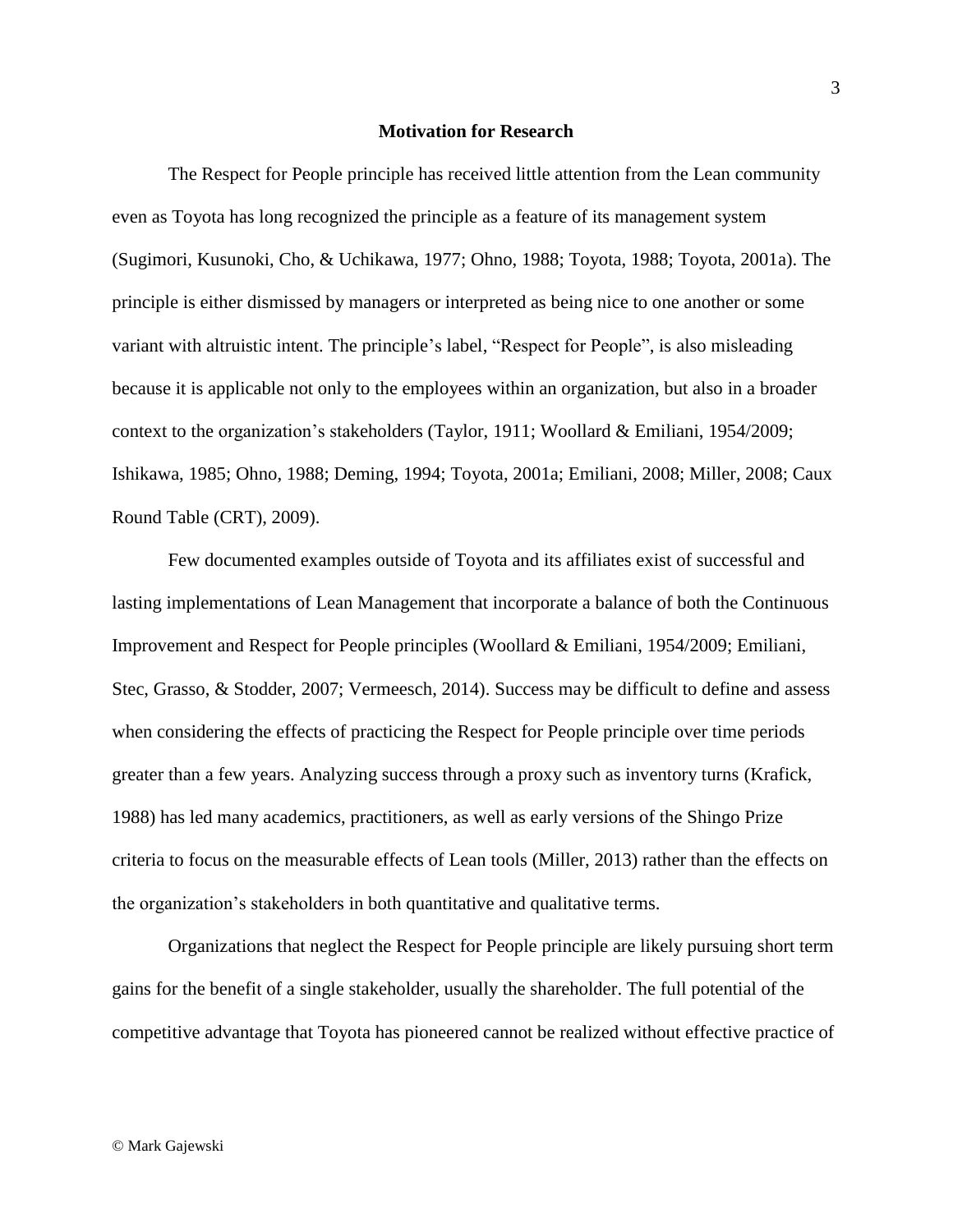## Motivation for Research

The Respect for People principle has received little attention from the Lean community even as Toyota has long recognized the principle as a feature of its management system (Sugimori, Kusunoki, Cho, & Uchikawa, 1977; Ohno, 1988; Toyota, 1988; Toyota, 2001a). The principle is either dismissed by managers or interpreted as being nice to one another or some variant with altruistic intent. The principle's label, "Respect for People", is also misleading because it is applicable not only to the employees within an organization, but also in a broader context to the organization's stakeholders (Taylor, 1911; Woollard & Emiliani, 1954/2009; Ishikawa, 1985; Ohno, 1988; Deming, 1994; Toyota, 2001a; Emiliani, 2008; Miller, 2008; Caux Round Table (CRT), 2009).

Few documented examples outside of Toyota and its affiliates exist of successful and lasting implementations of Lean Management that incorporate a balance of both the Continuous Improvement and Respect for People principles (Woollard & Emiliani, 1954/2009; Emiliani, Stec, Grasso, & Stodder, 2007; Vermeesch, 2014). Success may be difficult to define and assess when considering the effects of practicing the Respect for People principle over time periods greater than a few years. Analyzing success through a proxy such as inventory turns (Krafick, 1988) has led many academics, practitioners, as well as early versions of the Shingo Prize criteria to focus on the measurable effects of Lean tools (Miller, 2013) rather than the effects on the organization's stakeholders in both quantitative and qualitative terms.

Organizations that neglect the Respect for People principle are likely pursuing short term gains for the benefit of a single stakeholder, usually the shareholder. The full potential of the competitive advantage that Toyota has pioneered cannot be realized without effective practice of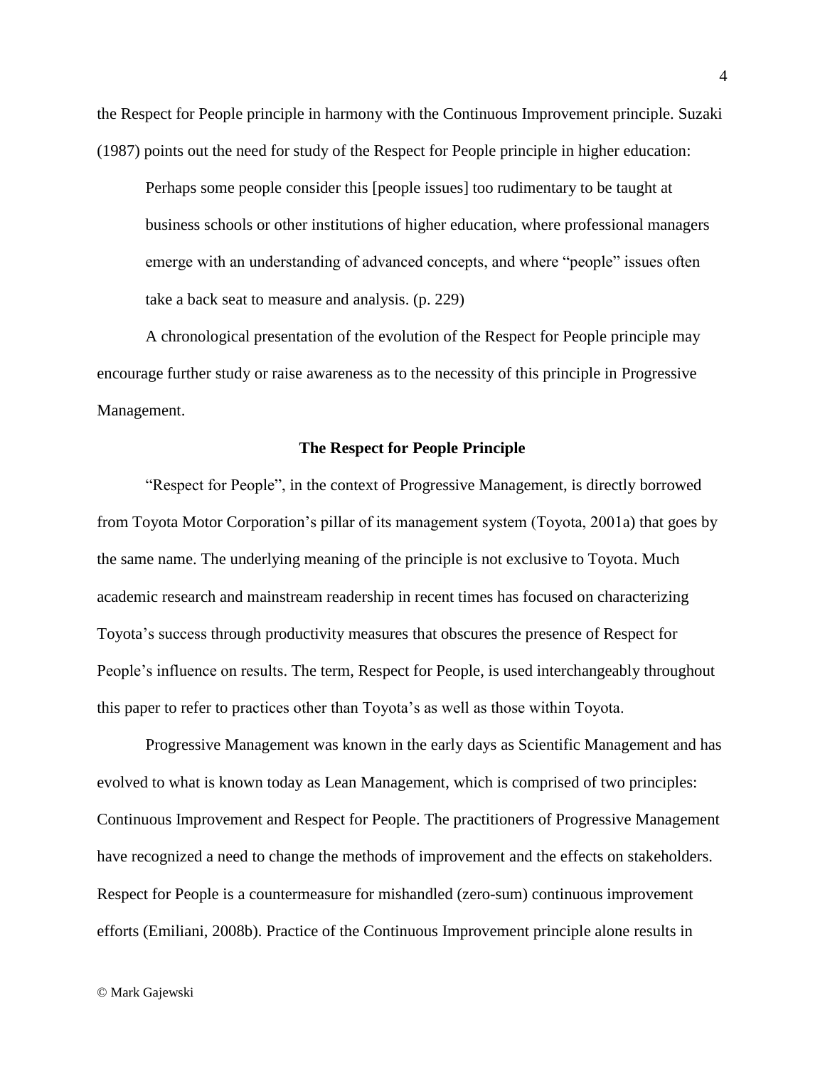the Respect for People principle in harmony with the Continuous Improvement principle. Suzaki (1987) points out the need for study of the Respect for People principle in higher education:

> Perhaps some people consider this [people issues] too rudimentary to be taught at business schools or other institutions of higher education, where professional managers emerge with an understanding of advanced concepts, and where "people" issues often take a back seat to measure and analysis. (p. 229)

A chronological presentation of the evolution of the Respect for People principle may encourage further study or raise awareness as to the necessity of this principle in Progressive Management.

## The Respect for People Principle

"Respect for People", in the context of Progressive Management, is directly borrowed from Toyota Motor Corporation's pillar of its management system (Toyota, 2001a) that goes by the same name. The underlying meaning of the principle is not exclusive to Toyota. Much academic research and mainstream readership in recent times has focused on characterizing Toyota's success through productivity measures that obscures the presence of Respect for People's influence on results. The term, Respect for People, is used interchangeably throughout this paper to refer to practices other than Toyota's as well as those within Toyota.

Progressive Management was known in the early days as Scientific Management and has evolved to what is known today as Lean Management, which is comprised of two principles: Continuous Improvement and Respect for People. The practitioners of Progressive Management have recognized a need to change the methods of improvement and the effects on stakeholders. Respect for People is a countermeasure for mishandled (zero-sum) continuous improvement efforts (Emiliani, 2008b). Practice of the Continuous Improvement principle alone results in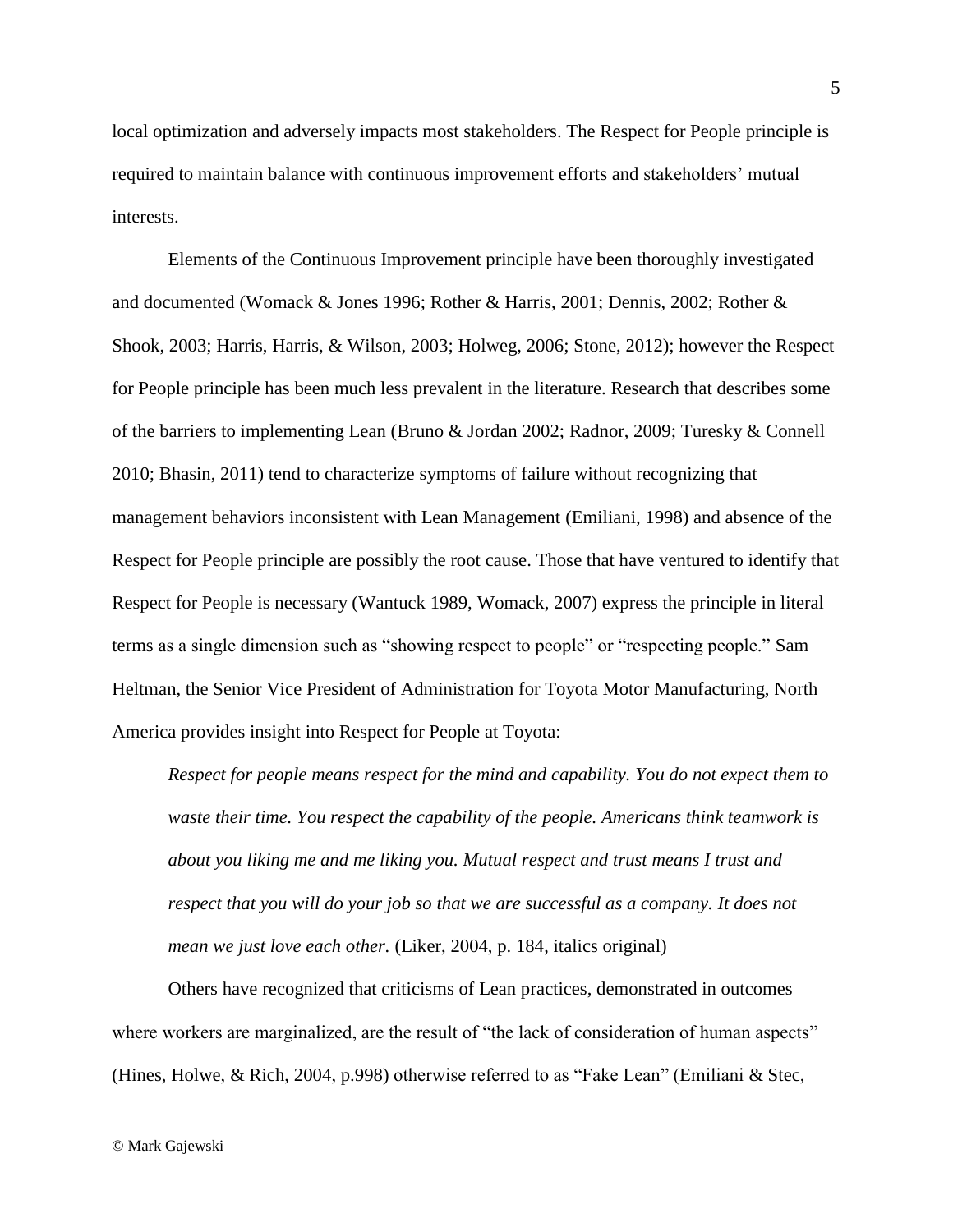local optimization and adversely impacts most stakeholders. The Respect for People principle is required to maintain balance with continuous improvement efforts and stakeholders' mutual interests.

Elements of the Continuous Improvement principle have been thoroughly investigated and documented (Womack & Jones 1996; Rother & Harris, 2001; Dennis, 2002; Rother & Shook, 2003; Harris, Harris, & Wilson, 2003; Holweg, 2006; Stone, 2012); however the Respect for People principle has been much less prevalent in the literature. Research that describes some of the barriers to implementing Lean (Bruno & Jordan 2002; Radnor, 2009; Turesky & Connell 2010; Bhasin, 2011) tend to characterize symptoms of failure without recognizing that management behaviors inconsistent with Lean Management (Emiliani, 1998) and absence of the Respect for People principle are possibly the root cause. Those that have ventured to identify that Respect for People is necessary (Wantuck 1989, Womack, 2007) express the principle in literal terms as a single dimension such as "showing respect to people" or "respecting people." Sam Heltman, the Senior Vice President of Administration for Toyota Motor Manufacturing, North America provides insight into Respect for People at Toyota:

> *Respect for people means respect for the mind and capability. You do not expect them to waste their time. You respect the capability of the people. Americans think teamwork is about you liking me and me liking you. Mutual respect and trust means I trust and respect that you will do your job so that we are successful as a company. It does not mean we just love each other.* (Liker, 2004, p. 184, italics original)

Others have recognized that criticisms of Lean practices, demonstrated in outcomes where workers are marginalized, are the result of "the lack of consideration of human aspects" (Hines, Holwe, & Rich, 2004, p.998) otherwise referred to as "Fake Lean" (Emiliani & Stec,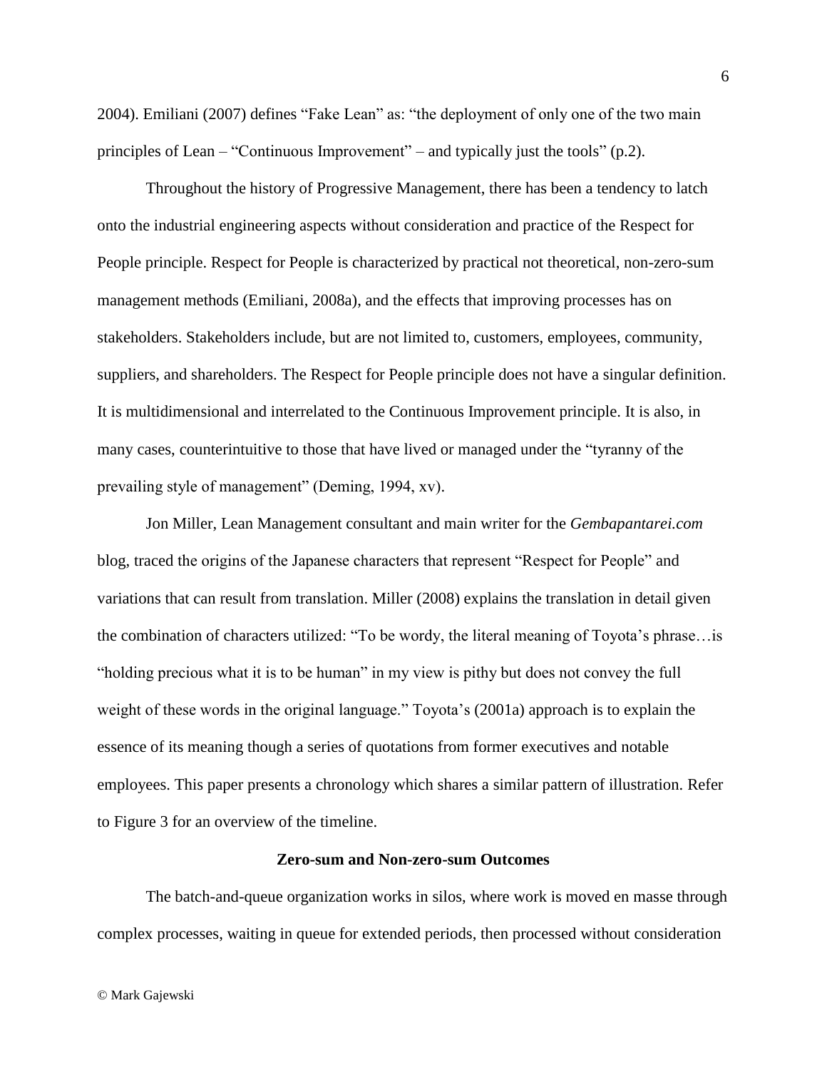2004). Emiliani (2007) defines "Fake Lean" as: "the deployment of only one of the two main principles of Lean – "Continuous Improvement" – and typically just the tools" (p.2).

Throughout the history of Progressive Management, there has been a tendency to latch onto the industrial engineering aspects without consideration and practice of the Respect for People principle. Respect for People is characterized by practical not theoretical, non-zero-sum management methods (Emiliani, 2008a), and the effects that improving processes has on stakeholders. Stakeholders include, but are not limited to, customers, employees, community, suppliers, and shareholders. The Respect for People principle does not have a singular definition. It is multidimensional and interrelated to the Continuous Improvement principle. It is also, in many cases, counterintuitive to those that have lived or managed under the "tyranny of the prevailing style of management" (Deming, 1994, xv).

Jon Miller, Lean Management consultant and main writer for the *Gembapantarei.com* blog, traced the origins of the Japanese characters that represent "Respect for People" and variations that can result from translation. Miller (2008) explains the translation in detail given the combination of characters utilized: "To be wordy, the literal meaning of Toyota's phrase…is "holding precious what it is to be human" in my view is pithy but does not convey the full weight of these words in the original language." Toyota's (2001a) approach is to explain the essence of its meaning though a series of quotations from former executives and notable employees. This paper presents a chronology which shares a similar pattern of illustration. Refer to Figure 3 for an overview of the timeline.

## Zero-sum and Non-zero-sum Outcomes

The batch-and-queue organization works in silos, where work is moved en masse through complex processes, waiting in queue for extended periods, then processed without consideration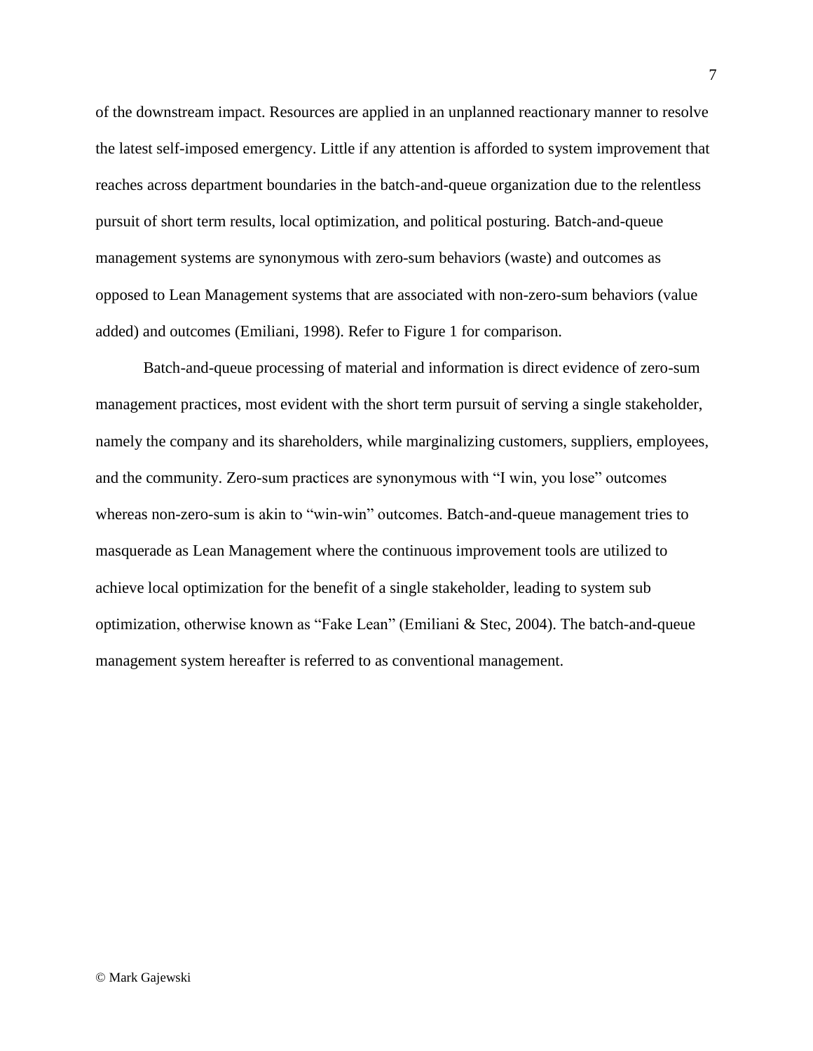of the downstream impact. Resources are applied in an unplanned reactionary manner to resolve the latest self-imposed emergency. Little if any attention is afforded to system improvement that reaches across department boundaries in the batch-and-queue organization due to the relentless pursuit of short term results, local optimization, and political posturing. Batch-and-queue management systems are synonymous with zero-sum behaviors (waste) and outcomes as opposed to Lean Management systems that are associated with non-zero-sum behaviors (value added) and outcomes (Emiliani, 1998). Refer to Figure 1 for comparison.

Batch-and-queue processing of material and information is direct evidence of zero-sum management practices, most evident with the short term pursuit of serving a single stakeholder, namely the company and its shareholders, while marginalizing customers, suppliers, employees, and the community. Zero-sum practices are synonymous with "I win, you lose" outcomes whereas non-zero-sum is akin to "win-win" outcomes. Batch-and-queue management tries to masquerade as Lean Management where the continuous improvement tools are utilized to achieve local optimization for the benefit of a single stakeholder, leading to system sub optimization, otherwise known as "Fake Lean" (Emiliani & Stec, 2004). The batch-and-queue management system hereafter is referred to as conventional management.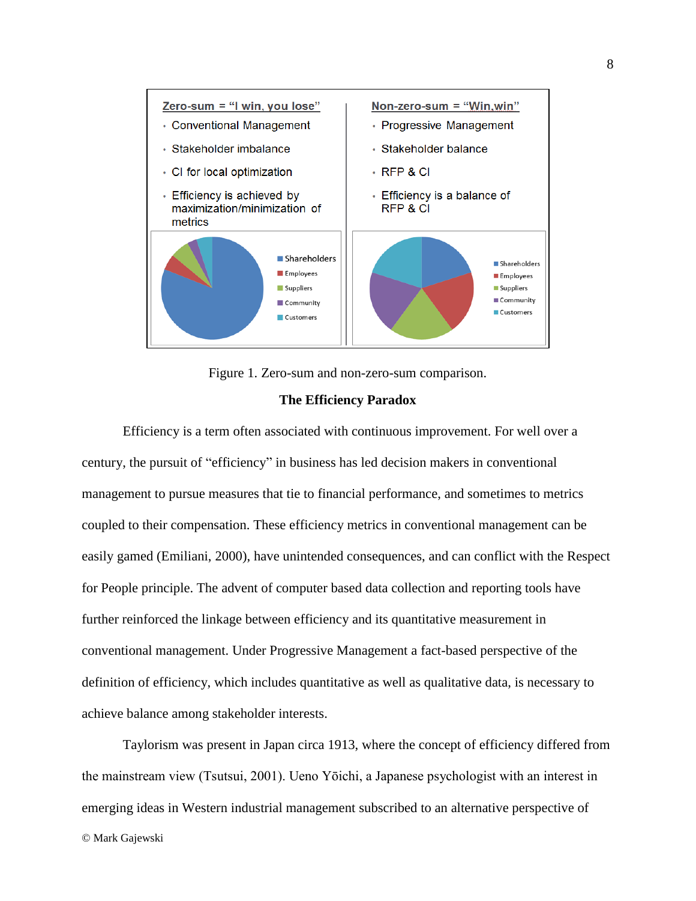Zero-sum = "I win, you lose"

- Conventional Management
- Stakeholder imbalance
- CI for local optimization
- Efficiency is achieved by maximization/minimization of metrics

Non-zero-sum = "Win,win"

- Progressive Management
- Stakeholder balance
- RFP & CI
- Efficiency is a balance of RFP & CI

Figure 1. Zero-sum and non-zero-sum comparison.

## The Efficiency Paradox

Efficiency is a term often associated with continuous improvement. For well over a century, the pursuit of "efficiency" in business has led decision makers in conventional management to pursue measures that tie to financial performance, and sometimes to metrics coupled to their compensation. These efficiency metrics in conventional management can be easily gamed (Emiliani, 2000), have unintended consequences, and can conflict with the Respect for People principle. The advent of computer based data collection and reporting tools have further reinforced the linkage between efficiency and its quantitative measurement in conventional management. Under Progressive Management a fact-based perspective of the definition of efficiency, which includes quantitative as well as qualitative data, is necessary to achieve balance among stakeholder interests.

Taylorism was present in Japan circa 1913, where the concept of efficiency differed from the mainstream view (Tsutsui, 2001). Ueno Yōichi, a Japanese psychologist with an interest in emerging ideas in Western industrial management subscribed to an alternative perspective of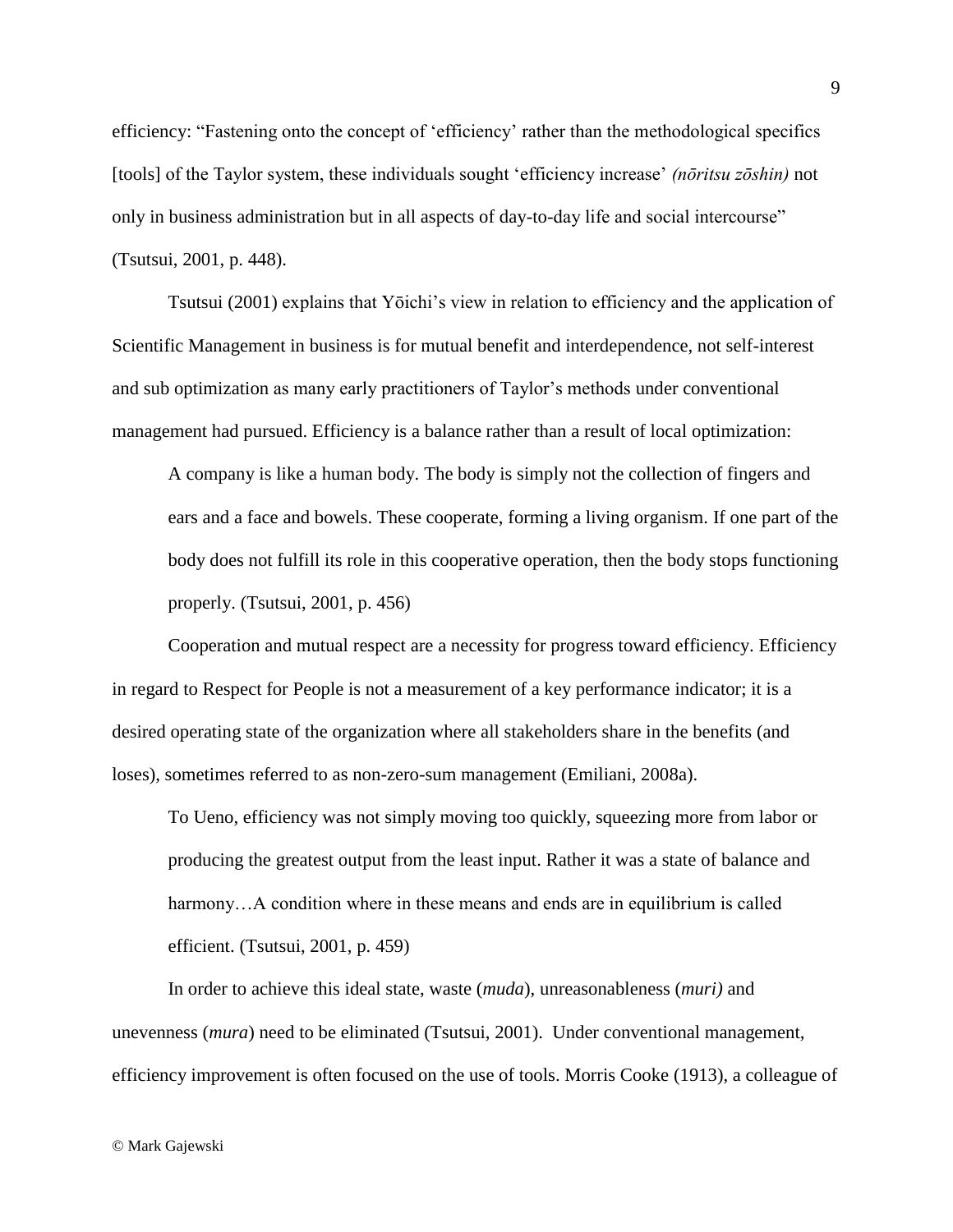efficiency: "Fastening onto the concept of 'efficiency' rather than the methodological specifics [tools] of the Taylor system, these individuals sought 'efficiency increase' *(nōritsu zōshin)* not only in business administration but in all aspects of day-to-day life and social intercourse" (Tsutsui, 2001, p. 448).

Tsutsui (2001) explains that Yōichi's view in relation to efficiency and the application of Scientific Management in business is for mutual benefit and interdependence, not self-interest and sub optimization as many early practitioners of Taylor's methods under conventional management had pursued. Efficiency is a balance rather than a result of local optimization:

> A company is like a human body. The body is simply not the collection of fingers and ears and a face and bowels. These cooperate, forming a living organism. If one part of the body does not fulfill its role in this cooperative operation, then the body stops functioning properly. (Tsutsui, 2001, p. 456)

Cooperation and mutual respect are a necessity for progress toward efficiency. Efficiency in regard to Respect for People is not a measurement of a key performance indicator; it is a desired operating state of the organization where all stakeholders share in the benefits (and loses), sometimes referred to as non-zero-sum management (Emiliani, 2008a).

> To Ueno, efficiency was not simply moving too quickly, squeezing more from labor or producing the greatest output from the least input. Rather it was a state of balance and harmony…A condition where in these means and ends are in equilibrium is called efficient. (Tsutsui, 2001, p. 459)

In order to achieve this ideal state, waste (*muda*), unreasonableness (*muri)* and unevenness (*mura*) need to be eliminated (Tsutsui, 2001). Under conventional management, efficiency improvement is often focused on the use of tools. Morris Cooke (1913), a colleague of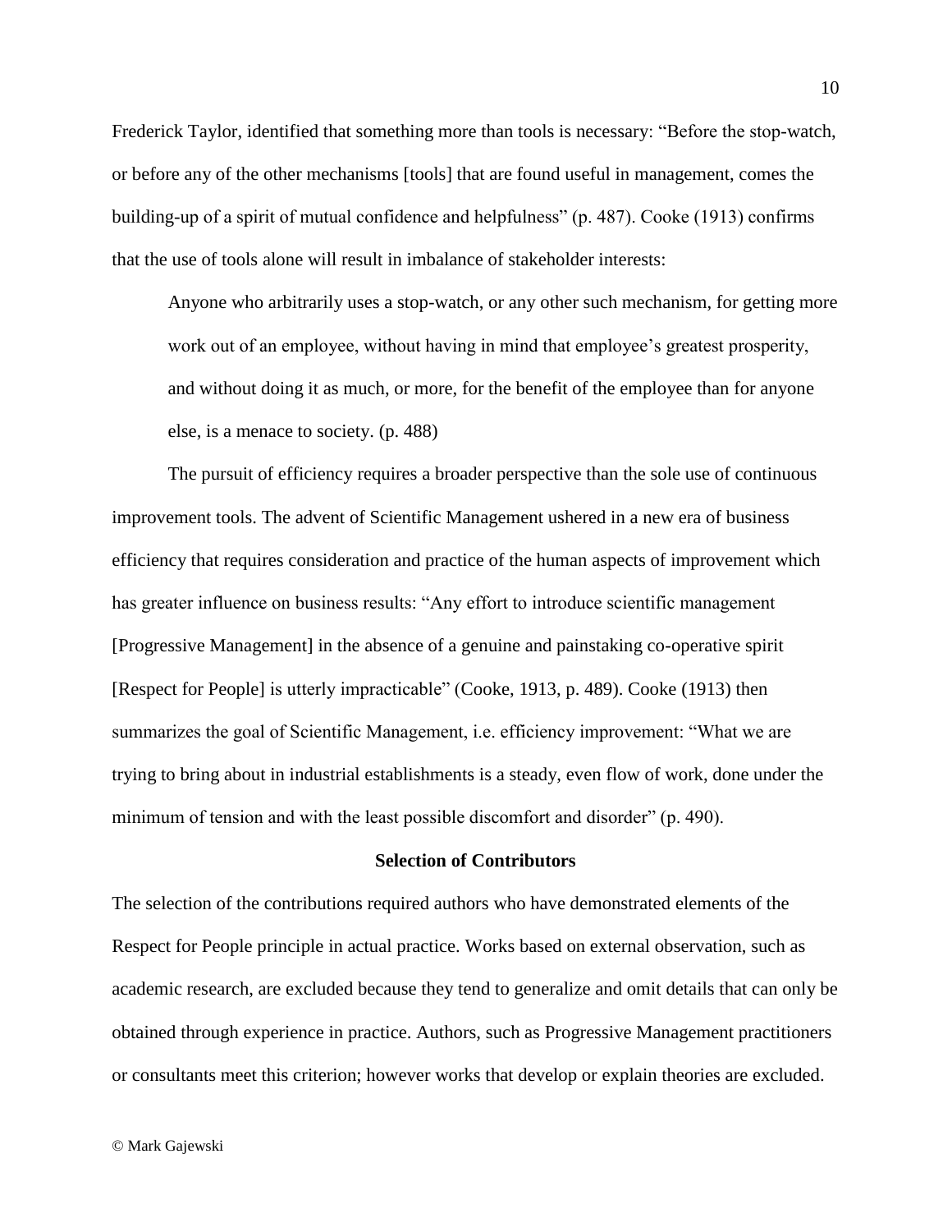Frederick Taylor, identified that something more than tools is necessary: "Before the stop-watch, or before any of the other mechanisms [tools] that are found useful in management, comes the building-up of a spirit of mutual confidence and helpfulness" (p. 487). Cooke (1913) confirms that the use of tools alone will result in imbalance of stakeholder interests:

> Anyone who arbitrarily uses a stop-watch, or any other such mechanism, for getting more work out of an employee, without having in mind that employee's greatest prosperity, and without doing it as much, or more, for the benefit of the employee than for anyone else, is a menace to society. (p. 488)

The pursuit of efficiency requires a broader perspective than the sole use of continuous improvement tools. The advent of Scientific Management ushered in a new era of business efficiency that requires consideration and practice of the human aspects of improvement which has greater influence on business results: "Any effort to introduce scientific management [Progressive Management] in the absence of a genuine and painstaking co-operative spirit [Respect for People] is utterly impracticable" (Cooke, 1913, p. 489). Cooke (1913) then summarizes the goal of Scientific Management, i.e. efficiency improvement: "What we are trying to bring about in industrial establishments is a steady, even flow of work, done under the minimum of tension and with the least possible discomfort and disorder" (p. 490).

## Selection of Contributors

The selection of the contributions required authors who have demonstrated elements of the Respect for People principle in actual practice. Works based on external observation, such as academic research, are excluded because they tend to generalize and omit details that can only be obtained through experience in practice. Authors, such as Progressive Management practitioners or consultants meet this criterion; however works that develop or explain theories are excluded.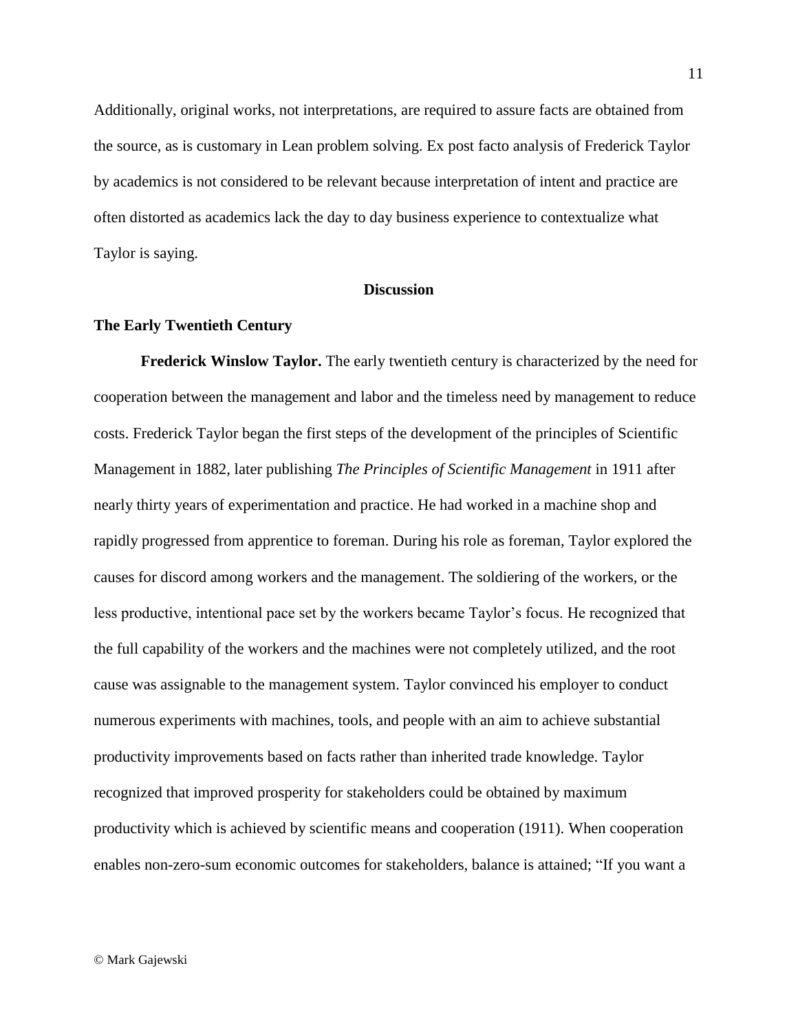Additionally, original works, not interpretations, are required to assure facts are obtained from the source, as is customary in Lean problem solving. Ex post facto analysis of Frederick Taylor by academics is not considered to be relevant because interpretation of intent and practice are often distorted as academics lack the day to day business experience to contextualize what Taylor is saying.

## Discussion

### The Early Twentieth Century

**Frederick Winslow Taylor.** The early twentieth century is characterized by the need for cooperation between the management and labor and the timeless need by management to reduce costs. Frederick Taylor began the first steps of the development of the principles of Scientific Management in 1882, later publishing *The Principles of Scientific Management* in 1911 after nearly thirty years of experimentation and practice. He had worked in a machine shop and rapidly progressed from apprentice to foreman. During his role as foreman, Taylor explored the causes for discord among workers and the management. The soldiering of the workers, or the less productive, intentional pace set by the workers became Taylor's focus. He recognized that the full capability of the workers and the machines were not completely utilized, and the root cause was assignable to the management system. Taylor convinced his employer to conduct numerous experiments with machines, tools, and people with an aim to achieve substantial productivity improvements based on facts rather than inherited trade knowledge. Taylor recognized that improved prosperity for stakeholders could be obtained by maximum productivity which is achieved by scientific means and cooperation (1911). When cooperation enables non-zero-sum economic outcomes for stakeholders, balance is attained; "If you want a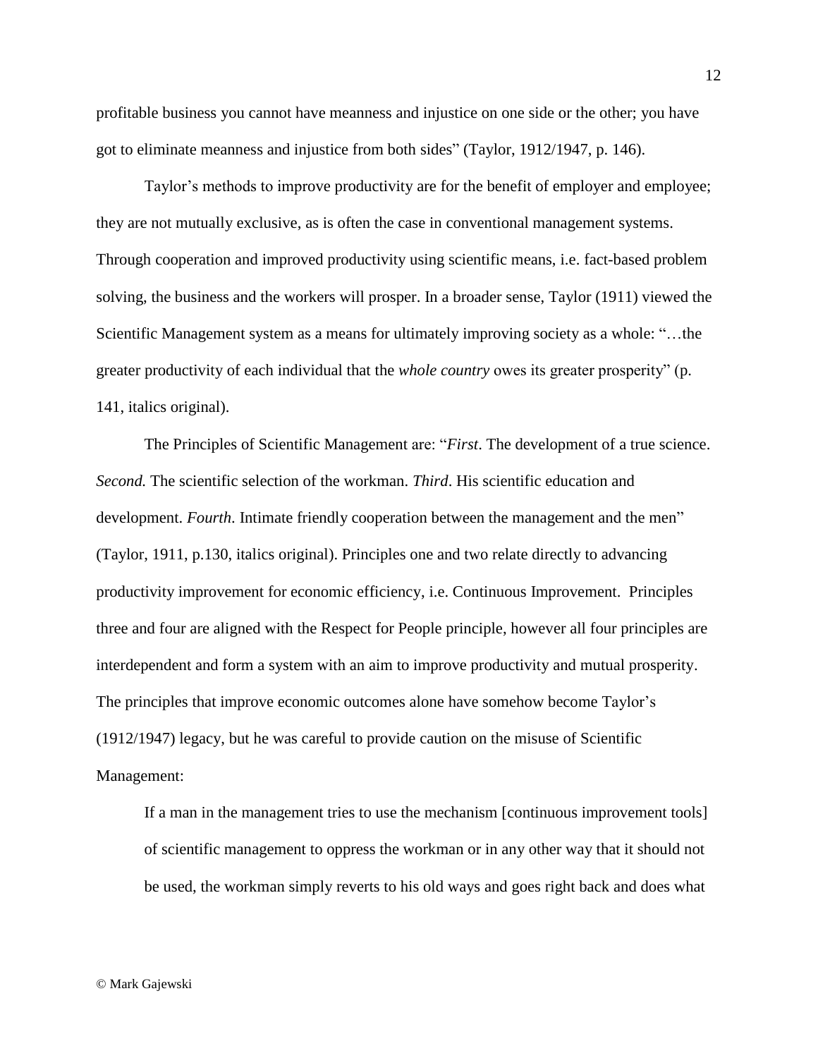profitable business you cannot have meanness and injustice on one side or the other; you have got to eliminate meanness and injustice from both sides" (Taylor, 1912/1947, p. 146).

Taylor's methods to improve productivity are for the benefit of employer and employee; they are not mutually exclusive, as is often the case in conventional management systems. Through cooperation and improved productivity using scientific means, i.e. fact-based problem solving, the business and the workers will prosper. In a broader sense, Taylor (1911) viewed the Scientific Management system as a means for ultimately improving society as a whole: "…the greater productivity of each individual that the *whole country* owes its greater prosperity" (p. 141, italics original).

The Principles of Scientific Management are: "*First*. The development of a true science. *Second.* The scientific selection of the workman. *Third*. His scientific education and development. *Fourth*. Intimate friendly cooperation between the management and the men" (Taylor, 1911, p.130, italics original). Principles one and two relate directly to advancing productivity improvement for economic efficiency, i.e. Continuous Improvement. Principles three and four are aligned with the Respect for People principle, however all four principles are interdependent and form a system with an aim to improve productivity and mutual prosperity. The principles that improve economic outcomes alone have somehow become Taylor's (1912/1947) legacy, but he was careful to provide caution on the misuse of Scientific Management:

> If a man in the management tries to use the mechanism [continuous improvement tools] of scientific management to oppress the workman or in any other way that it should not be used, the workman simply reverts to his old ways and goes right back and does what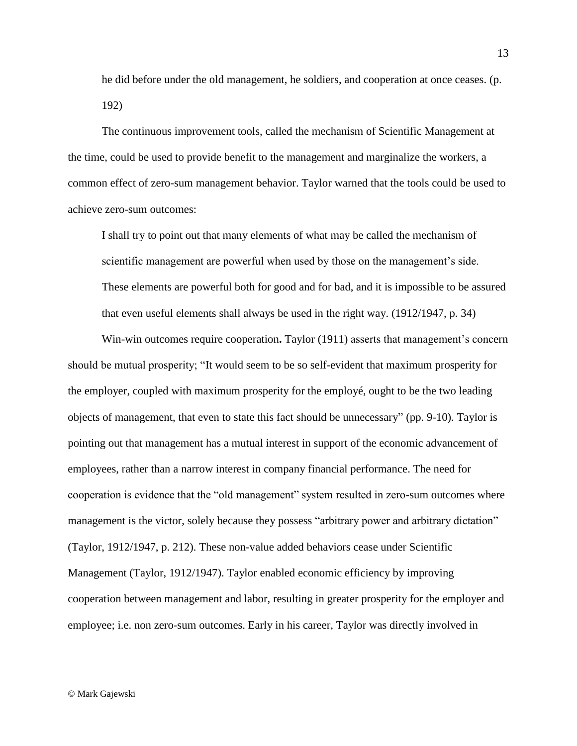> he did before under the old management, he soldiers, and cooperation at once ceases. (p. 192)

The continuous improvement tools, called the mechanism of Scientific Management at the time, could be used to provide benefit to the management and marginalize the workers, a common effect of zero-sum management behavior. Taylor warned that the tools could be used to achieve zero-sum outcomes:

> I shall try to point out that many elements of what may be called the mechanism of scientific management are powerful when used by those on the management's side. These elements are powerful both for good and for bad, and it is impossible to be assured that even useful elements shall always be used in the right way. (1912/1947, p. 34)

**Win-win outcomes require cooperation.** Taylor (1911) asserts that management's concern should be mutual prosperity; "It would seem to be so self-evident that maximum prosperity for the employer, coupled with maximum prosperity for the employé, ought to be the two leading objects of management, that even to state this fact should be unnecessary" (pp. 9-10). Taylor is pointing out that management has a mutual interest in support of the economic advancement of employees, rather than a narrow interest in company financial performance. The need for cooperation is evidence that the "old management" system resulted in zero-sum outcomes where management is the victor, solely because they possess "arbitrary power and arbitrary dictation" (Taylor, 1912/1947, p. 212). These non-value added behaviors cease under Scientific Management (Taylor, 1912/1947). Taylor enabled economic efficiency by improving cooperation between management and labor, resulting in greater prosperity for the employer and employee; i.e. non zero-sum outcomes. Early in his career, Taylor was directly involved in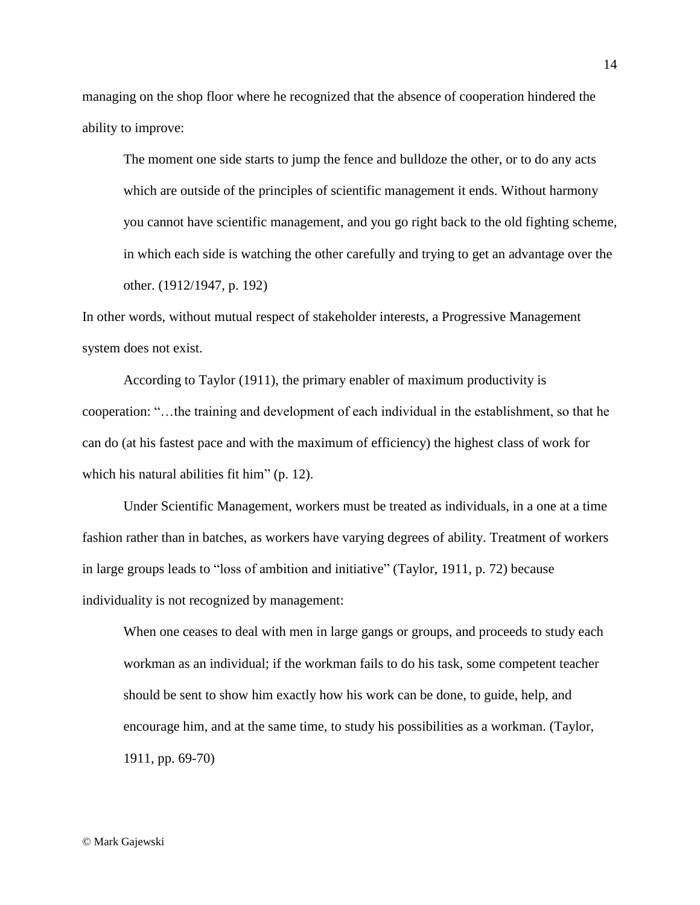managing on the shop floor where he recognized that the absence of cooperation hindered the ability to improve:

> The moment one side starts to jump the fence and bulldoze the other, or to do any acts which are outside of the principles of scientific management it ends. Without harmony you cannot have scientific management, and you go right back to the old fighting scheme, in which each side is watching the other carefully and trying to get an advantage over the other. (1912/1947, p. 192)

In other words, without mutual respect of stakeholder interests, a Progressive Management system does not exist.

According to Taylor (1911), the primary enabler of maximum productivity is cooperation: "…the training and development of each individual in the establishment, so that he can do (at his fastest pace and with the maximum of efficiency) the highest class of work for which his natural abilities fit him" (p. 12).

Under Scientific Management, workers must be treated as individuals, in a one at a time fashion rather than in batches, as workers have varying degrees of ability. Treatment of workers in large groups leads to "loss of ambition and initiative" (Taylor, 1911, p. 72) because individuality is not recognized by management:

> When one ceases to deal with men in large gangs or groups, and proceeds to study each workman as an individual; if the workman fails to do his task, some competent teacher should be sent to show him exactly how his work can be done, to guide, help, and encourage him, and at the same time, to study his possibilities as a workman. (Taylor, 1911, pp. 69-70)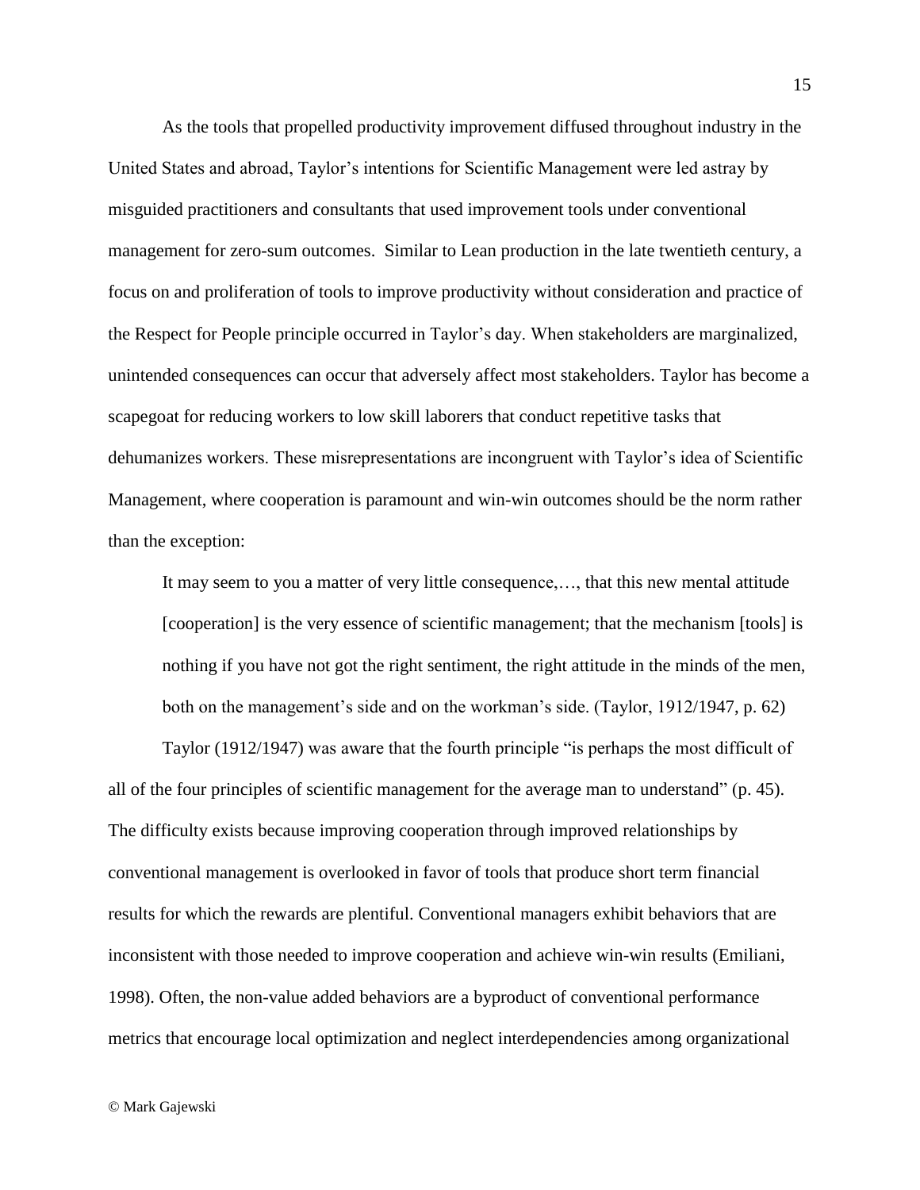As the tools that propelled productivity improvement diffused throughout industry in the United States and abroad, Taylor's intentions for Scientific Management were led astray by misguided practitioners and consultants that used improvement tools under conventional management for zero-sum outcomes. Similar to Lean production in the late twentieth century, a focus on and proliferation of tools to improve productivity without consideration and practice of the Respect for People principle occurred in Taylor's day. When stakeholders are marginalized, unintended consequences can occur that adversely affect most stakeholders. Taylor has become a scapegoat for reducing workers to low skill laborers that conduct repetitive tasks that dehumanizes workers. These misrepresentations are incongruent with Taylor's idea of Scientific Management, where cooperation is paramount and win-win outcomes should be the norm rather than the exception:

> It may seem to you a matter of very little consequence,…, that this new mental attitude [cooperation] is the very essence of scientific management; that the mechanism [tools] is nothing if you have not got the right sentiment, the right attitude in the minds of the men, both on the management's side and on the workman's side. (Taylor, 1912/1947, p. 62)

Taylor (1912/1947) was aware that the fourth principle "is perhaps the most difficult of all of the four principles of scientific management for the average man to understand" (p. 45). The difficulty exists because improving cooperation through improved relationships by conventional management is overlooked in favor of tools that produce short term financial results for which the rewards are plentiful. Conventional managers exhibit behaviors that are inconsistent with those needed to improve cooperation and achieve win-win results (Emiliani, 1998). Often, the non-value added behaviors are a byproduct of conventional performance metrics that encourage local optimization and neglect interdependencies among organizational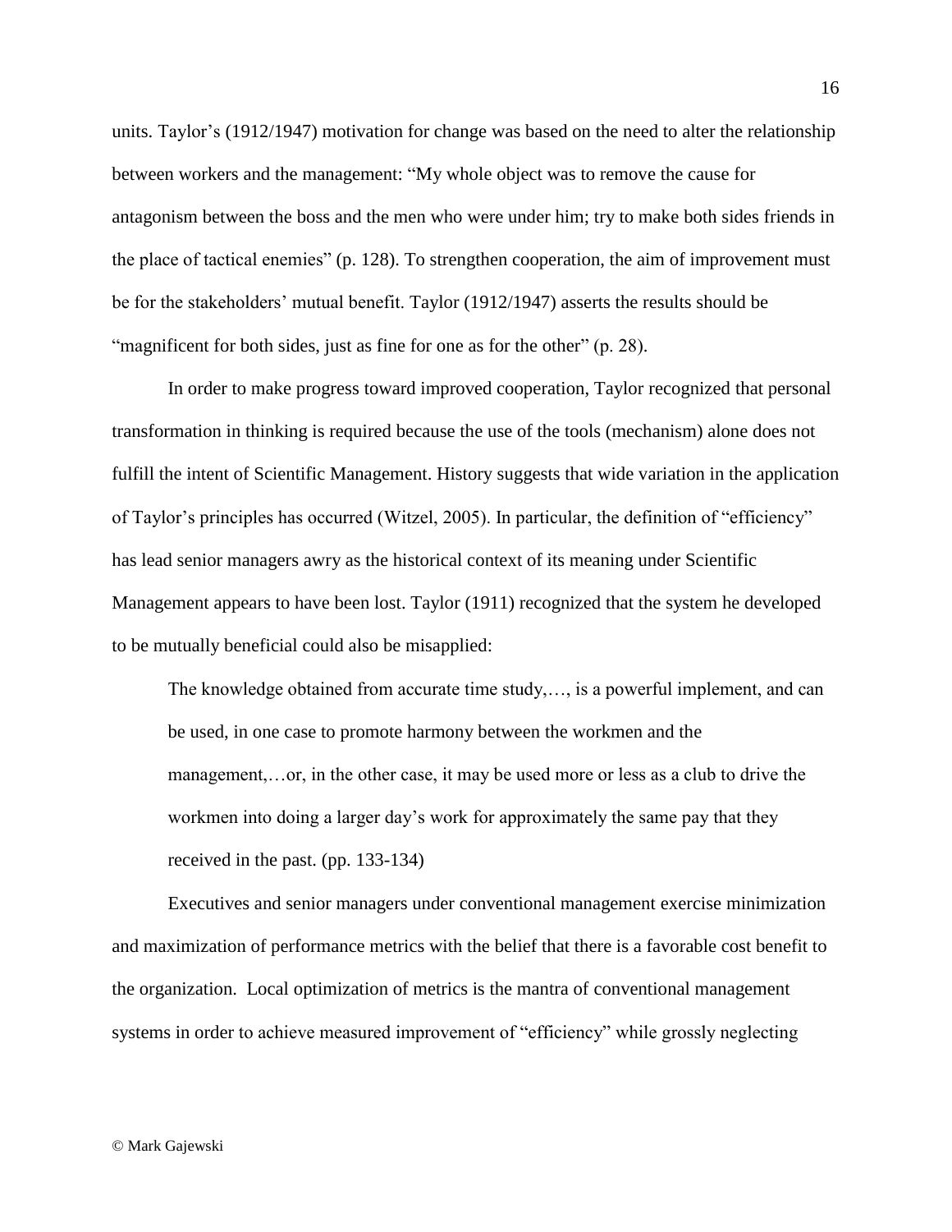units. Taylor's (1912/1947) motivation for change was based on the need to alter the relationship between workers and the management: "My whole object was to remove the cause for antagonism between the boss and the men who were under him; try to make both sides friends in the place of tactical enemies" (p. 128). To strengthen cooperation, the aim of improvement must be for the stakeholders' mutual benefit. Taylor (1912/1947) asserts the results should be "magnificent for both sides, just as fine for one as for the other" (p. 28).

In order to make progress toward improved cooperation, Taylor recognized that personal transformation in thinking is required because the use of the tools (mechanism) alone does not fulfill the intent of Scientific Management. History suggests that wide variation in the application of Taylor's principles has occurred (Witzel, 2005). In particular, the definition of "efficiency" has lead senior managers awry as the historical context of its meaning under Scientific Management appears to have been lost. Taylor (1911) recognized that the system he developed to be mutually beneficial could also be misapplied:

> The knowledge obtained from accurate time study,…, is a powerful implement, and can be used, in one case to promote harmony between the workmen and the management,…or, in the other case, it may be used more or less as a club to drive the workmen into doing a larger day's work for approximately the same pay that they received in the past. (pp. 133-134)

Executives and senior managers under conventional management exercise minimization and maximization of performance metrics with the belief that there is a favorable cost benefit to the organization. Local optimization of metrics is the mantra of conventional management systems in order to achieve measured improvement of "efficiency" while grossly neglecting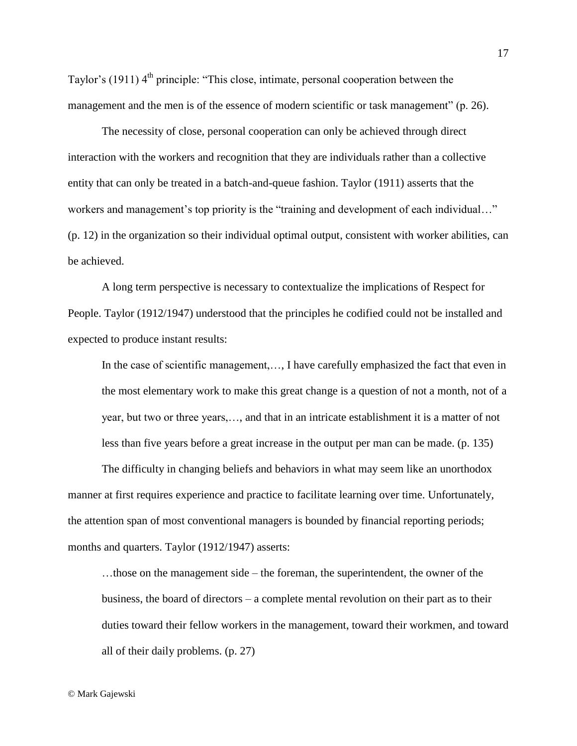Taylor's (1911) 4th principle: "This close, intimate, personal cooperation between the management and the men is of the essence of modern scientific or task management" (p. 26).

The necessity of close, personal cooperation can only be achieved through direct interaction with the workers and recognition that they are individuals rather than a collective entity that can only be treated in a batch-and-queue fashion. Taylor (1911) asserts that the workers and management's top priority is the "training and development of each individual…" (p. 12) in the organization so their individual optimal output, consistent with worker abilities, can be achieved.

A long term perspective is necessary to contextualize the implications of Respect for People. Taylor (1912/1947) understood that the principles he codified could not be installed and expected to produce instant results:

> In the case of scientific management,…, I have carefully emphasized the fact that even in the most elementary work to make this great change is a question of not a month, not of a year, but two or three years,…, and that in an intricate establishment it is a matter of not less than five years before a great increase in the output per man can be made. (p. 135)

The difficulty in changing beliefs and behaviors in what may seem like an unorthodox manner at first requires experience and practice to facilitate learning over time. Unfortunately, the attention span of most conventional managers is bounded by financial reporting periods; months and quarters. Taylor (1912/1947) asserts:

> …those on the management side – the foreman, the superintendent, the owner of the business, the board of directors – a complete mental revolution on their part as to their duties toward their fellow workers in the management, toward their workmen, and toward all of their daily problems. (p. 27)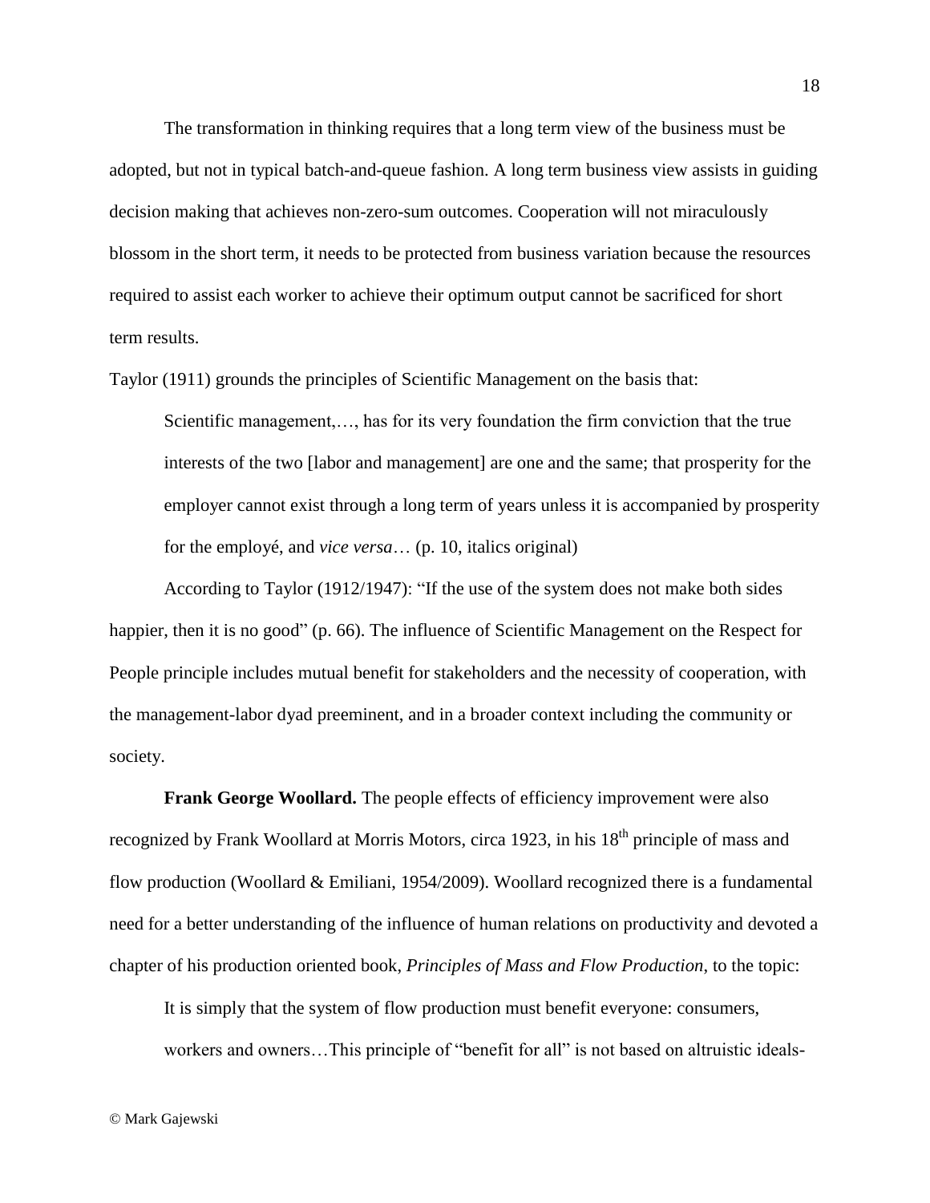The transformation in thinking requires that a long term view of the business must be adopted, but not in typical batch-and-queue fashion. A long term business view assists in guiding decision making that achieves non-zero-sum outcomes. Cooperation will not miraculously blossom in the short term, it needs to be protected from business variation because the resources required to assist each worker to achieve their optimum output cannot be sacrificed for short term results.

Taylor (1911) grounds the principles of Scientific Management on the basis that:

> Scientific management,…, has for its very foundation the firm conviction that the true interests of the two [labor and management] are one and the same; that prosperity for the employer cannot exist through a long term of years unless it is accompanied by prosperity for the employé, and *vice versa*… (p. 10, italics original)

According to Taylor (1912/1947): "If the use of the system does not make both sides happier, then it is no good" (p. 66). The influence of Scientific Management on the Respect for People principle includes mutual benefit for stakeholders and the necessity of cooperation, with the management-labor dyad preeminent, and in a broader context including the community or society.

**Frank George Woollard.** The people effects of efficiency improvement were also recognized by Frank Woollard at Morris Motors, circa 1923, in his 18th principle of mass and flow production (Woollard & Emiliani, 1954/2009). Woollard recognized there is a fundamental need for a better understanding of the influence of human relations on productivity and devoted a chapter of his production oriented book, *Principles of Mass and Flow Production*, to the topic:

> It is simply that the system of flow production must benefit everyone: consumers, workers and owners…This principle of "benefit for all" is not based on altruistic ideals-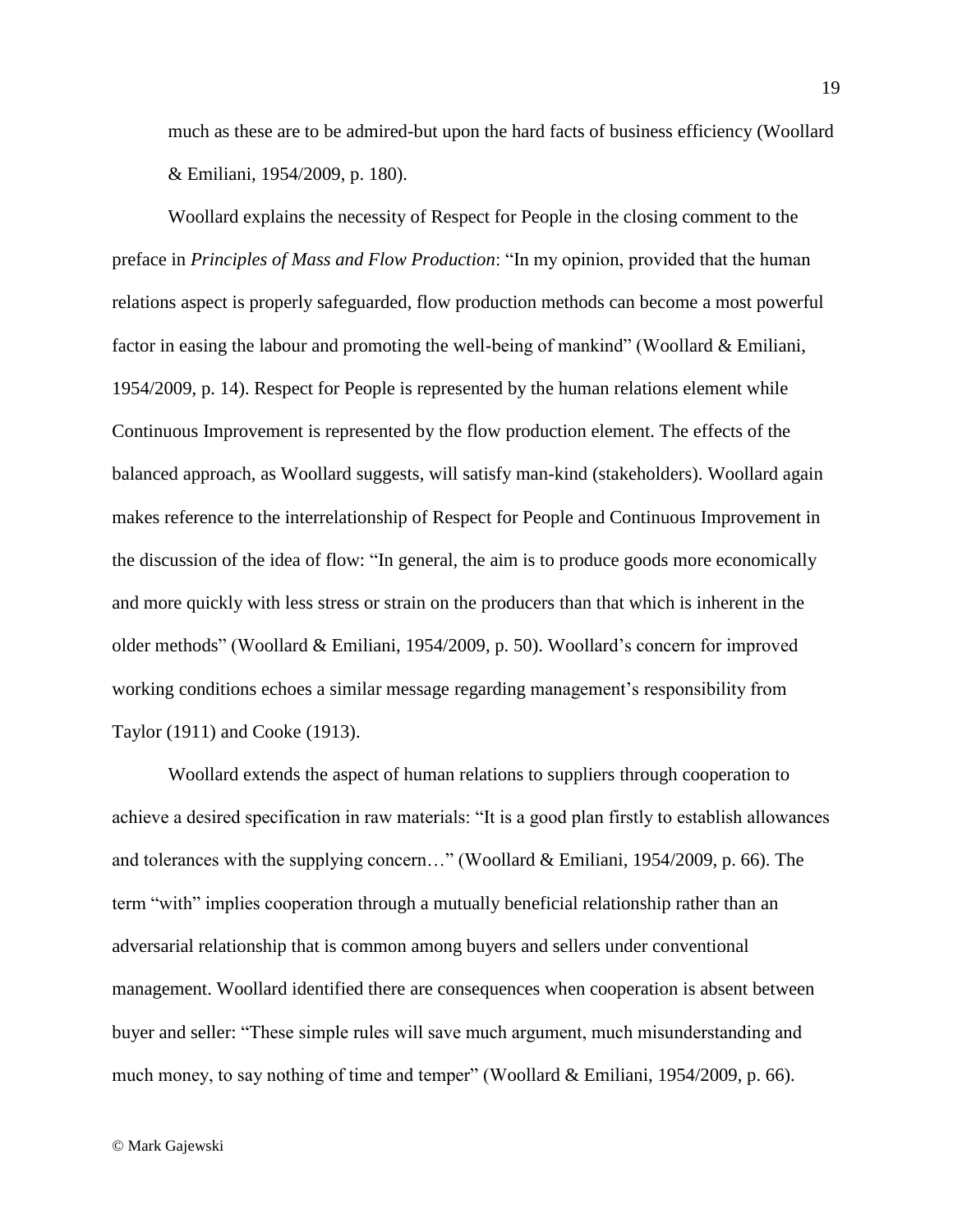much as these are to be admired-but upon the hard facts of business efficiency (Woollard & Emiliani, 1954/2009, p. 180).

Woollard explains the necessity of Respect for People in the closing comment to the preface in *Principles of Mass and Flow Production*: "In my opinion, provided that the human relations aspect is properly safeguarded, flow production methods can become a most powerful factor in easing the labour and promoting the well-being of mankind" (Woollard & Emiliani, 1954/2009, p. 14). Respect for People is represented by the human relations element while Continuous Improvement is represented by the flow production element. The effects of the balanced approach, as Woollard suggests, will satisfy man-kind (stakeholders). Woollard again makes reference to the interrelationship of Respect for People and Continuous Improvement in the discussion of the idea of flow: "In general, the aim is to produce goods more economically and more quickly with less stress or strain on the producers than that which is inherent in the older methods" (Woollard & Emiliani, 1954/2009, p. 50). Woollard's concern for improved working conditions echoes a similar message regarding management's responsibility from Taylor (1911) and Cooke (1913).

Woollard extends the aspect of human relations to suppliers through cooperation to achieve a desired specification in raw materials: "It is a good plan firstly to establish allowances and tolerances with the supplying concern…" (Woollard & Emiliani, 1954/2009, p. 66). The term "with" implies cooperation through a mutually beneficial relationship rather than an adversarial relationship that is common among buyers and sellers under conventional management. Woollard identified there are consequences when cooperation is absent between buyer and seller: "These simple rules will save much argument, much misunderstanding and much money, to say nothing of time and temper" (Woollard & Emiliani, 1954/2009, p. 66).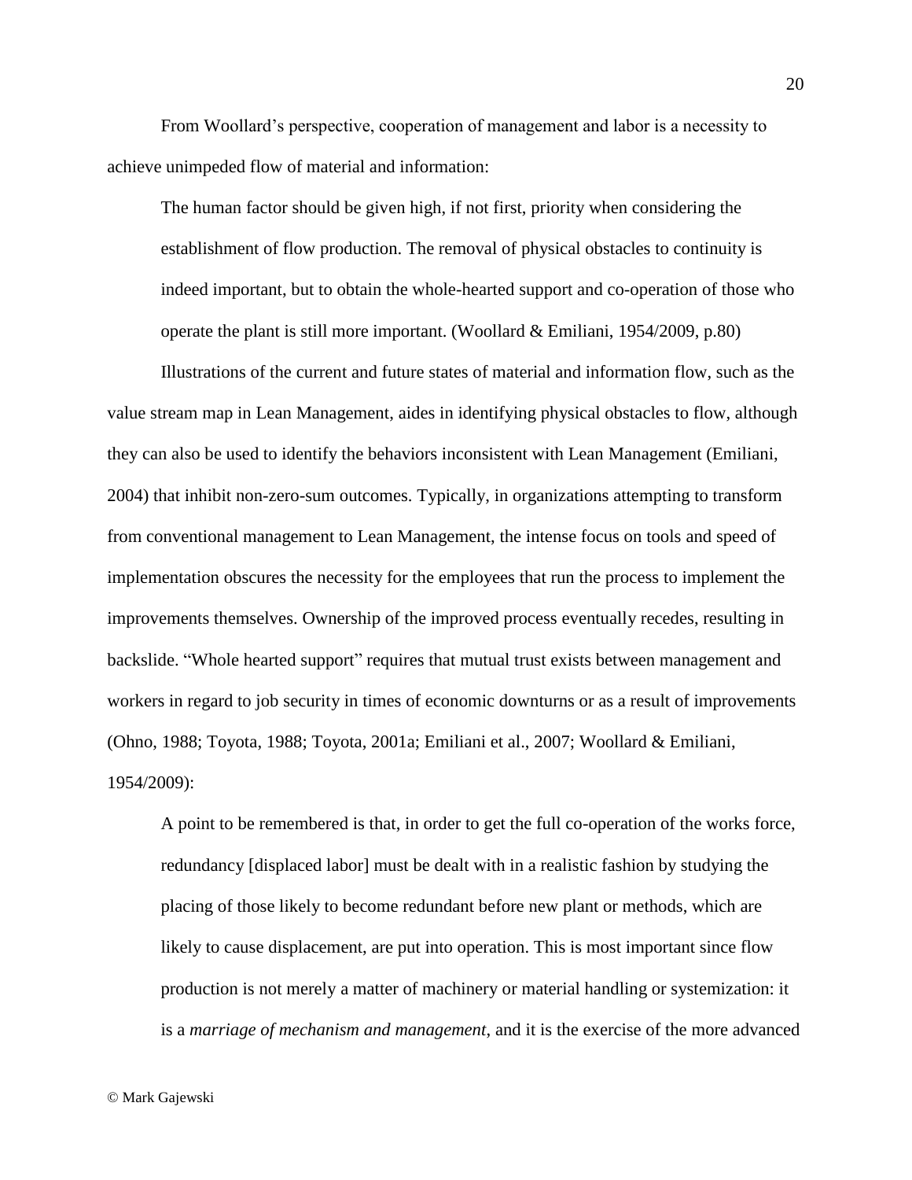From Woollard's perspective, cooperation of management and labor is a necessity to achieve unimpeded flow of material and information:

> The human factor should be given high, if not first, priority when considering the establishment of flow production. The removal of physical obstacles to continuity is indeed important, but to obtain the whole-hearted support and co-operation of those who operate the plant is still more important. (Woollard & Emiliani, 1954/2009, p.80)

Illustrations of the current and future states of material and information flow, such as the value stream map in Lean Management, aides in identifying physical obstacles to flow, although they can also be used to identify the behaviors inconsistent with Lean Management (Emiliani, 2004) that inhibit non-zero-sum outcomes. Typically, in organizations attempting to transform from conventional management to Lean Management, the intense focus on tools and speed of implementation obscures the necessity for the employees that run the process to implement the improvements themselves. Ownership of the improved process eventually recedes, resulting in backslide. "Whole hearted support" requires that mutual trust exists between management and workers in regard to job security in times of economic downturns or as a result of improvements (Ohno, 1988; Toyota, 1988; Toyota, 2001a; Emiliani et al., 2007; Woollard & Emiliani, 1954/2009):

> A point to be remembered is that, in order to get the full co-operation of the works force, redundancy [displaced labor] must be dealt with in a realistic fashion by studying the placing of those likely to become redundant before new plant or methods, which are likely to cause displacement, are put into operation. This is most important since flow production is not merely a matter of machinery or material handling or systemization: it is a *marriage of mechanism and management*, and it is the exercise of the more advanced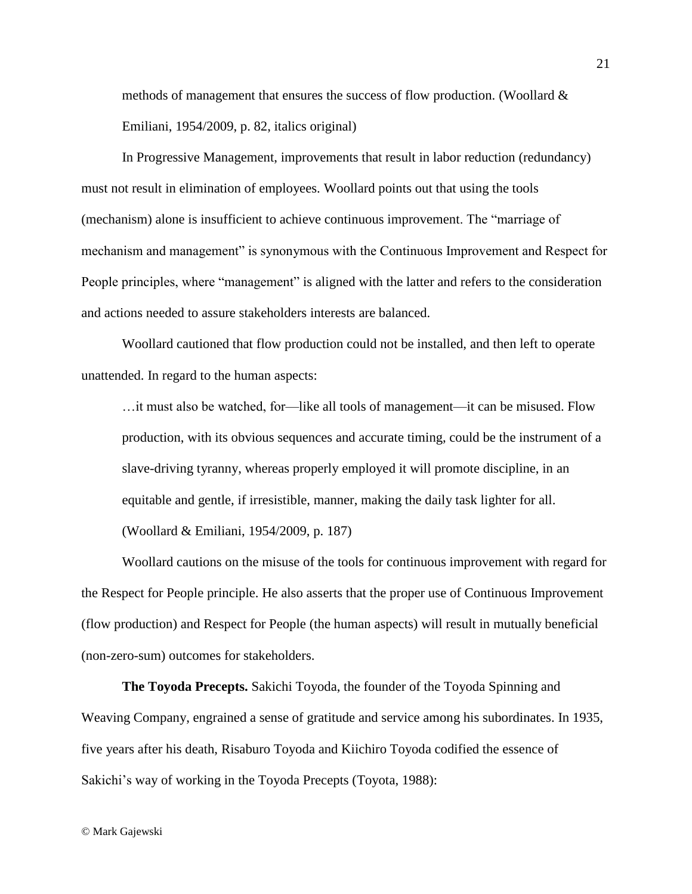> methods of management that ensures the success of flow production. (Woollard & Emiliani, 1954/2009, p. 82, italics original)

In Progressive Management, improvements that result in labor reduction (redundancy) must not result in elimination of employees. Woollard points out that using the tools (mechanism) alone is insufficient to achieve continuous improvement. The "marriage of mechanism and management" is synonymous with the Continuous Improvement and Respect for People principles, where "management" is aligned with the latter and refers to the consideration and actions needed to assure stakeholders interests are balanced.

Woollard cautioned that flow production could not be installed, and then left to operate unattended. In regard to the human aspects:

> …it must also be watched, for—like all tools of management—it can be misused. Flow production, with its obvious sequences and accurate timing, could be the instrument of a slave-driving tyranny, whereas properly employed it will promote discipline, in an equitable and gentle, if irresistible, manner, making the daily task lighter for all. (Woollard & Emiliani, 1954/2009, p. 187)

Woollard cautions on the misuse of the tools for continuous improvement with regard for the Respect for People principle. He also asserts that the proper use of Continuous Improvement (flow production) and Respect for People (the human aspects) will result in mutually beneficial (non-zero-sum) outcomes for stakeholders.

**The Toyoda Precepts.** Sakichi Toyoda, the founder of the Toyoda Spinning and Weaving Company, engrained a sense of gratitude and service among his subordinates. In 1935, five years after his death, Risaburo Toyoda and Kiichiro Toyoda codified the essence of Sakichi's way of working in the Toyoda Precepts (Toyota, 1988):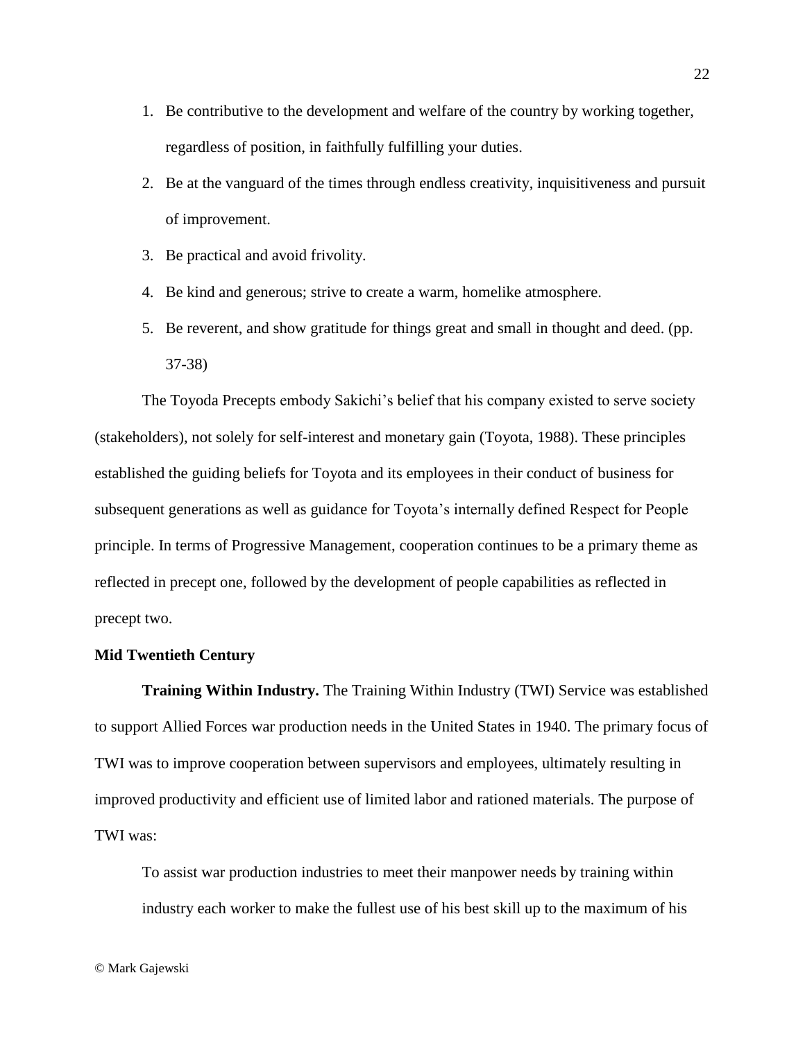1. Be contributive to the development and welfare of the country by working together, regardless of position, in faithfully fulfilling your duties.
2. Be at the vanguard of the times through endless creativity, inquisitiveness and pursuit of improvement.
3. Be practical and avoid frivolity.
4. Be kind and generous; strive to create a warm, homelike atmosphere.
5. Be reverent, and show gratitude for things great and small in thought and deed. (pp. 37-38)

The Toyoda Precepts embody Sakichi's belief that his company existed to serve society (stakeholders), not solely for self-interest and monetary gain (Toyota, 1988). These principles established the guiding beliefs for Toyota and its employees in their conduct of business for subsequent generations as well as guidance for Toyota's internally defined Respect for People principle. In terms of Progressive Management, cooperation continues to be a primary theme as reflected in precept one, followed by the development of people capabilities as reflected in precept two.

**Mid Twentieth Century**

**Training Within Industry.** The Training Within Industry (TWI) Service was established to support Allied Forces war production needs in the United States in 1940. The primary focus of TWI was to improve cooperation between supervisors and employees, ultimately resulting in improved productivity and efficient use of limited labor and rationed materials. The purpose of TWI was:

> To assist war production industries to meet their manpower needs by training within industry each worker to make the fullest use of his best skill up to the maximum of his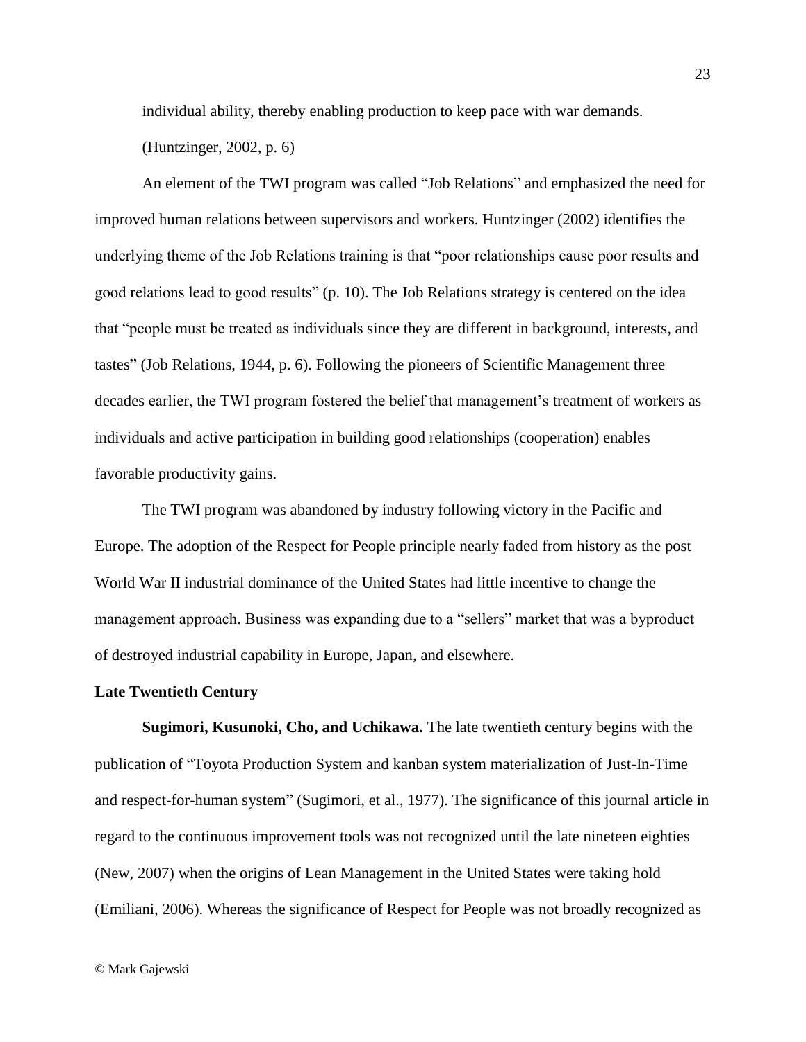individual ability, thereby enabling production to keep pace with war demands. (Huntzinger, 2002, p. 6)

An element of the TWI program was called "Job Relations" and emphasized the need for improved human relations between supervisors and workers. Huntzinger (2002) identifies the underlying theme of the Job Relations training is that "poor relationships cause poor results and good relations lead to good results" (p. 10). The Job Relations strategy is centered on the idea that "people must be treated as individuals since they are different in background, interests, and tastes" (Job Relations, 1944, p. 6). Following the pioneers of Scientific Management three decades earlier, the TWI program fostered the belief that management's treatment of workers as individuals and active participation in building good relationships (cooperation) enables favorable productivity gains.

The TWI program was abandoned by industry following victory in the Pacific and Europe. The adoption of the Respect for People principle nearly faded from history as the post World War II industrial dominance of the United States had little incentive to change the management approach. Business was expanding due to a "sellers" market that was a byproduct of destroyed industrial capability in Europe, Japan, and elsewhere.

## Late Twentieth Century

**Sugimori, Kusunoki, Cho, and Uchikawa.** The late twentieth century begins with the publication of "Toyota Production System and kanban system materialization of Just-In-Time and respect-for-human system" (Sugimori, et al., 1977). The significance of this journal article in regard to the continuous improvement tools was not recognized until the late nineteen eighties (New, 2007) when the origins of Lean Management in the United States were taking hold (Emiliani, 2006). Whereas the significance of Respect for People was not broadly recognized as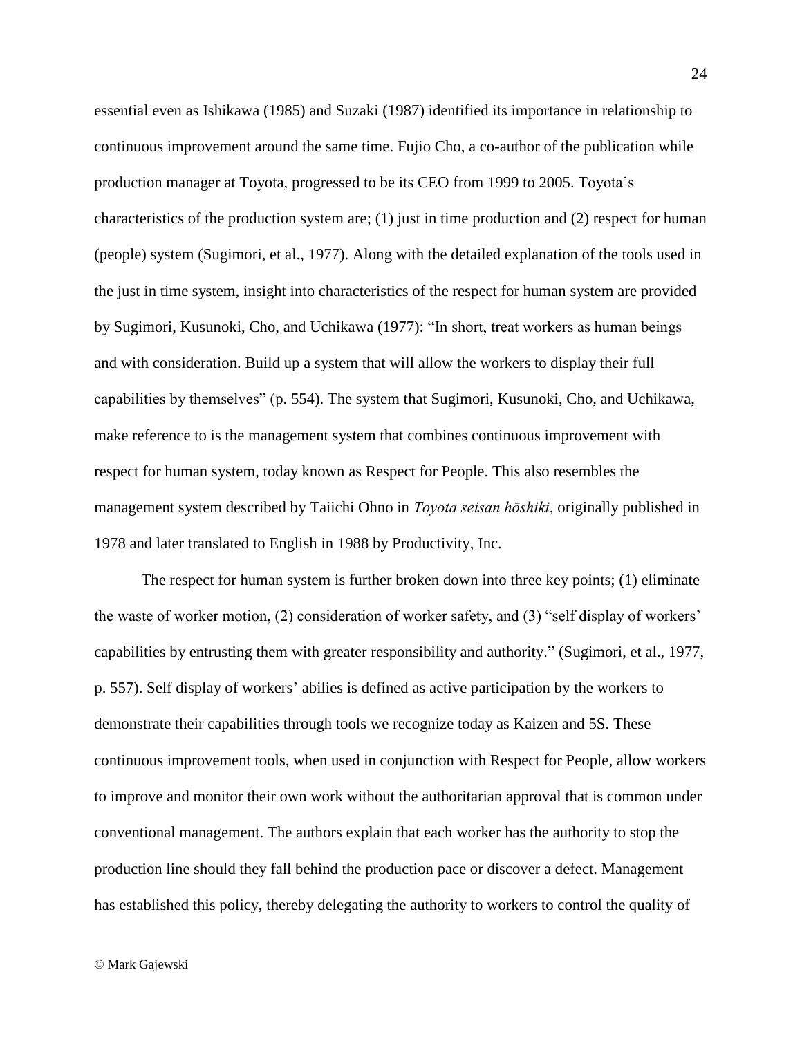essential even as Ishikawa (1985) and Suzaki (1987) identified its importance in relationship to continuous improvement around the same time. Fujio Cho, a co-author of the publication while production manager at Toyota, progressed to be its CEO from 1999 to 2005. Toyota's characteristics of the production system are; (1) just in time production and (2) respect for human (people) system (Sugimori, et al., 1977). Along with the detailed explanation of the tools used in the just in time system, insight into characteristics of the respect for human system are provided by Sugimori, Kusunoki, Cho, and Uchikawa (1977): "In short, treat workers as human beings and with consideration. Build up a system that will allow the workers to display their full capabilities by themselves" (p. 554). The system that Sugimori, Kusunoki, Cho, and Uchikawa, make reference to is the management system that combines continuous improvement with respect for human system, today known as Respect for People. This also resembles the management system described by Taiichi Ohno in *Toyota seisan hōshiki*, originally published in 1978 and later translated to English in 1988 by Productivity, Inc.

The respect for human system is further broken down into three key points; (1) eliminate the waste of worker motion, (2) consideration of worker safety, and (3) "self display of workers' capabilities by entrusting them with greater responsibility and authority." (Sugimori, et al., 1977, p. 557). Self display of workers' abilies is defined as active participation by the workers to demonstrate their capabilities through tools we recognize today as Kaizen and 5S. These continuous improvement tools, when used in conjunction with Respect for People, allow workers to improve and monitor their own work without the authoritarian approval that is common under conventional management. The authors explain that each worker has the authority to stop the production line should they fall behind the production pace or discover a defect. Management has established this policy, thereby delegating the authority to workers to control the quality of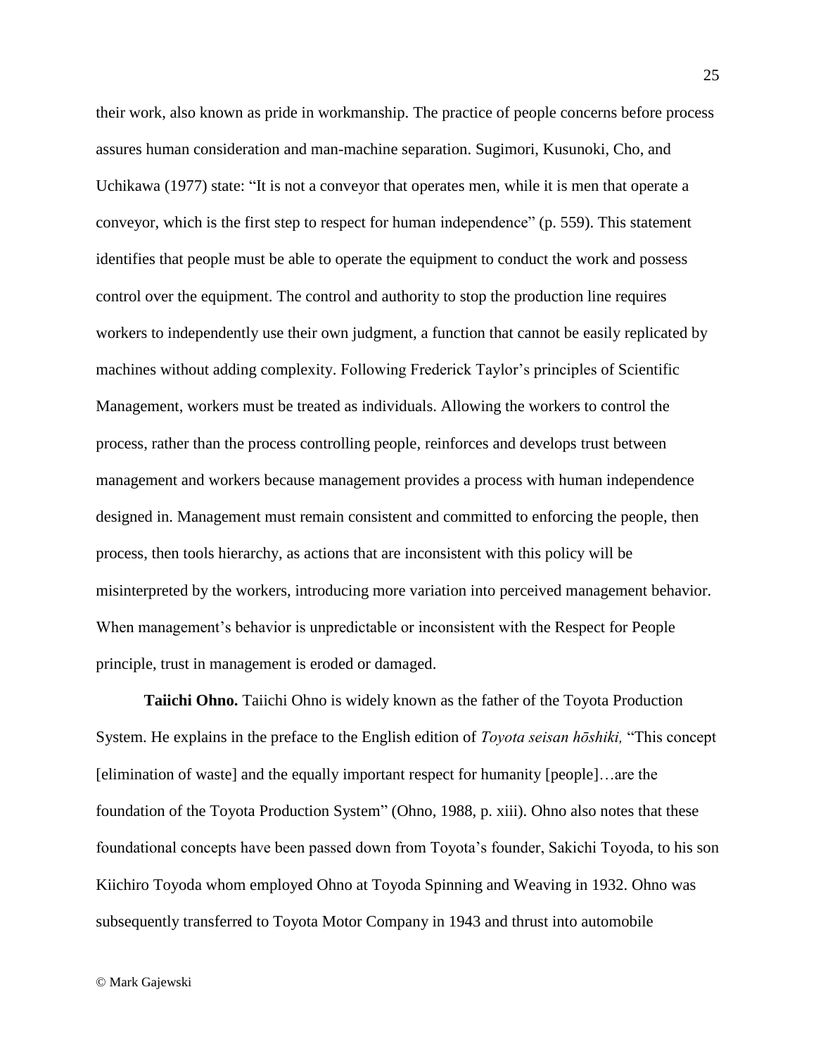their work, also known as pride in workmanship. The practice of people concerns before process assures human consideration and man-machine separation. Sugimori, Kusunoki, Cho, and Uchikawa (1977) state: "It is not a conveyor that operates men, while it is men that operate a conveyor, which is the first step to respect for human independence" (p. 559). This statement identifies that people must be able to operate the equipment to conduct the work and possess control over the equipment. The control and authority to stop the production line requires workers to independently use their own judgment, a function that cannot be easily replicated by machines without adding complexity. Following Frederick Taylor's principles of Scientific Management, workers must be treated as individuals. Allowing the workers to control the process, rather than the process controlling people, reinforces and develops trust between management and workers because management provides a process with human independence designed in. Management must remain consistent and committed to enforcing the people, then process, then tools hierarchy, as actions that are inconsistent with this policy will be misinterpreted by the workers, introducing more variation into perceived management behavior. When management's behavior is unpredictable or inconsistent with the Respect for People principle, trust in management is eroded or damaged.

**Taiichi Ohno.** Taiichi Ohno is widely known as the father of the Toyota Production System. He explains in the preface to the English edition of *Toyota seisan hōshiki,* "This concept [elimination of waste] and the equally important respect for humanity [people]…are the foundation of the Toyota Production System" (Ohno, 1988, p. xiii). Ohno also notes that these foundational concepts have been passed down from Toyota's founder, Sakichi Toyoda, to his son Kiichiro Toyoda whom employed Ohno at Toyoda Spinning and Weaving in 1932. Ohno was subsequently transferred to Toyota Motor Company in 1943 and thrust into automobile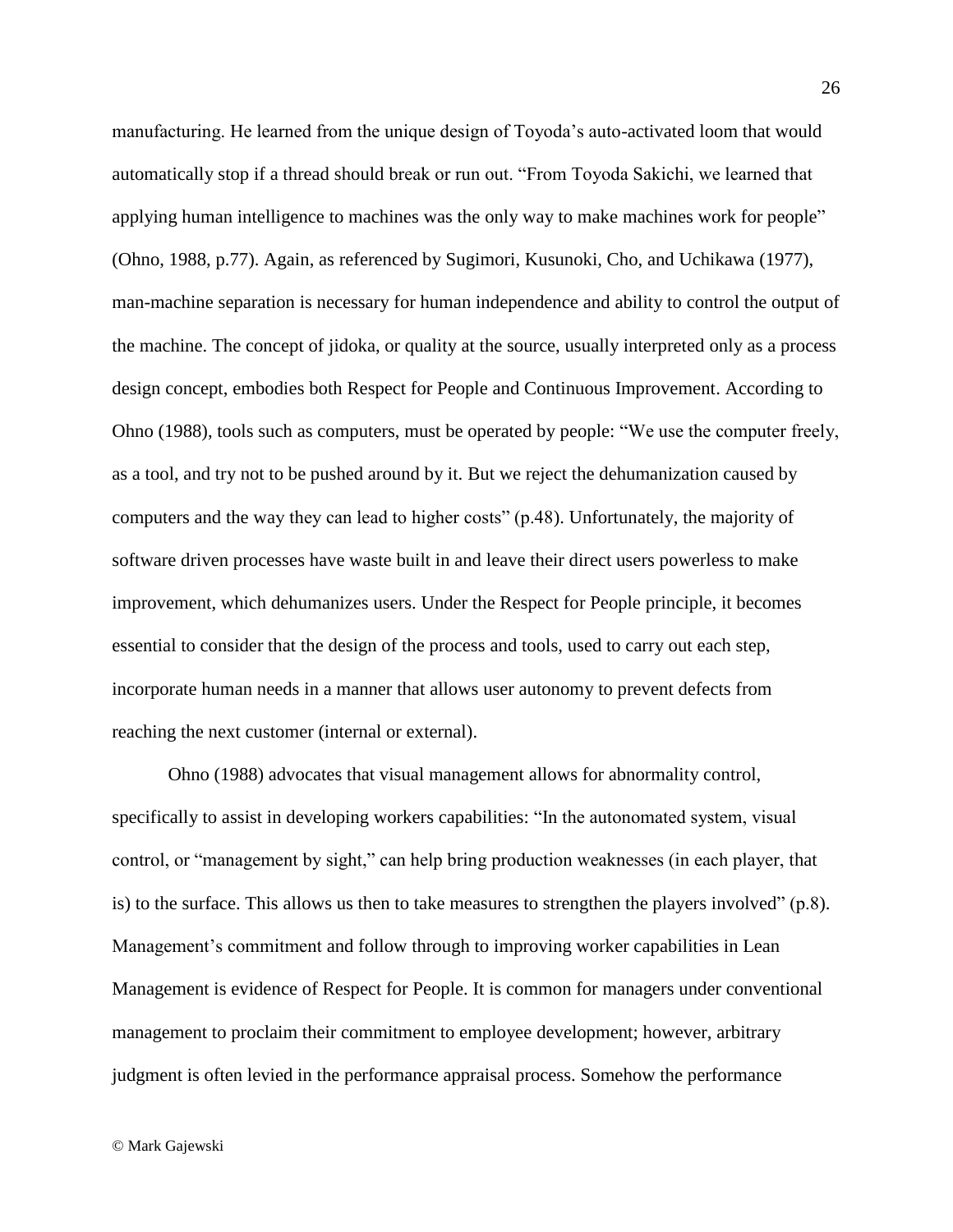manufacturing. He learned from the unique design of Toyoda's auto-activated loom that would automatically stop if a thread should break or run out. "From Toyoda Sakichi, we learned that applying human intelligence to machines was the only way to make machines work for people" (Ohno, 1988, p.77). Again, as referenced by Sugimori, Kusunoki, Cho, and Uchikawa (1977), man-machine separation is necessary for human independence and ability to control the output of the machine. The concept of jidoka, or quality at the source, usually interpreted only as a process design concept, embodies both Respect for People and Continuous Improvement. According to Ohno (1988), tools such as computers, must be operated by people: "We use the computer freely, as a tool, and try not to be pushed around by it. But we reject the dehumanization caused by computers and the way they can lead to higher costs" (p.48). Unfortunately, the majority of software driven processes have waste built in and leave their direct users powerless to make improvement, which dehumanizes users. Under the Respect for People principle, it becomes essential to consider that the design of the process and tools, used to carry out each step, incorporate human needs in a manner that allows user autonomy to prevent defects from reaching the next customer (internal or external).

Ohno (1988) advocates that visual management allows for abnormality control, specifically to assist in developing workers capabilities: "In the autonomated system, visual control, or "management by sight," can help bring production weaknesses (in each player, that is) to the surface. This allows us then to take measures to strengthen the players involved" (p.8). Management's commitment and follow through to improving worker capabilities in Lean Management is evidence of Respect for People. It is common for managers under conventional management to proclaim their commitment to employee development; however, arbitrary judgment is often levied in the performance appraisal process. Somehow the performance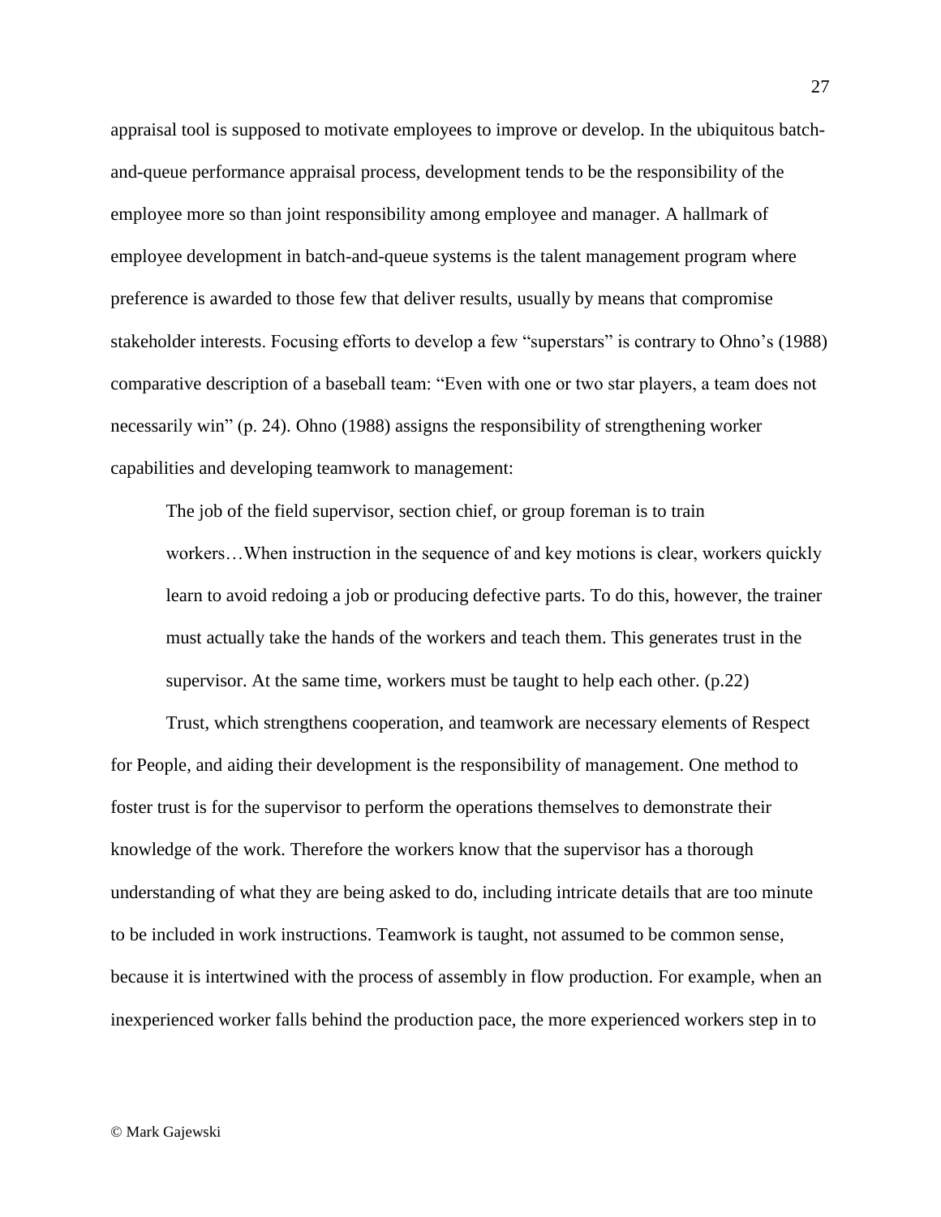appraisal tool is supposed to motivate employees to improve or develop. In the ubiquitous batch-and-queue performance appraisal process, development tends to be the responsibility of the employee more so than joint responsibility among employee and manager. A hallmark of employee development in batch-and-queue systems is the talent management program where preference is awarded to those few that deliver results, usually by means that compromise stakeholder interests. Focusing efforts to develop a few "superstars" is contrary to Ohno's (1988) comparative description of a baseball team: "Even with one or two star players, a team does not necessarily win" (p. 24). Ohno (1988) assigns the responsibility of strengthening worker capabilities and developing teamwork to management:

> The job of the field supervisor, section chief, or group foreman is to train workers…When instruction in the sequence of and key motions is clear, workers quickly learn to avoid redoing a job or producing defective parts. To do this, however, the trainer must actually take the hands of the workers and teach them. This generates trust in the supervisor. At the same time, workers must be taught to help each other. (p.22)

Trust, which strengthens cooperation, and teamwork are necessary elements of Respect for People, and aiding their development is the responsibility of management. One method to foster trust is for the supervisor to perform the operations themselves to demonstrate their knowledge of the work. Therefore the workers know that the supervisor has a thorough understanding of what they are being asked to do, including intricate details that are too minute to be included in work instructions. Teamwork is taught, not assumed to be common sense, because it is intertwined with the process of assembly in flow production. For example, when an inexperienced worker falls behind the production pace, the more experienced workers step in to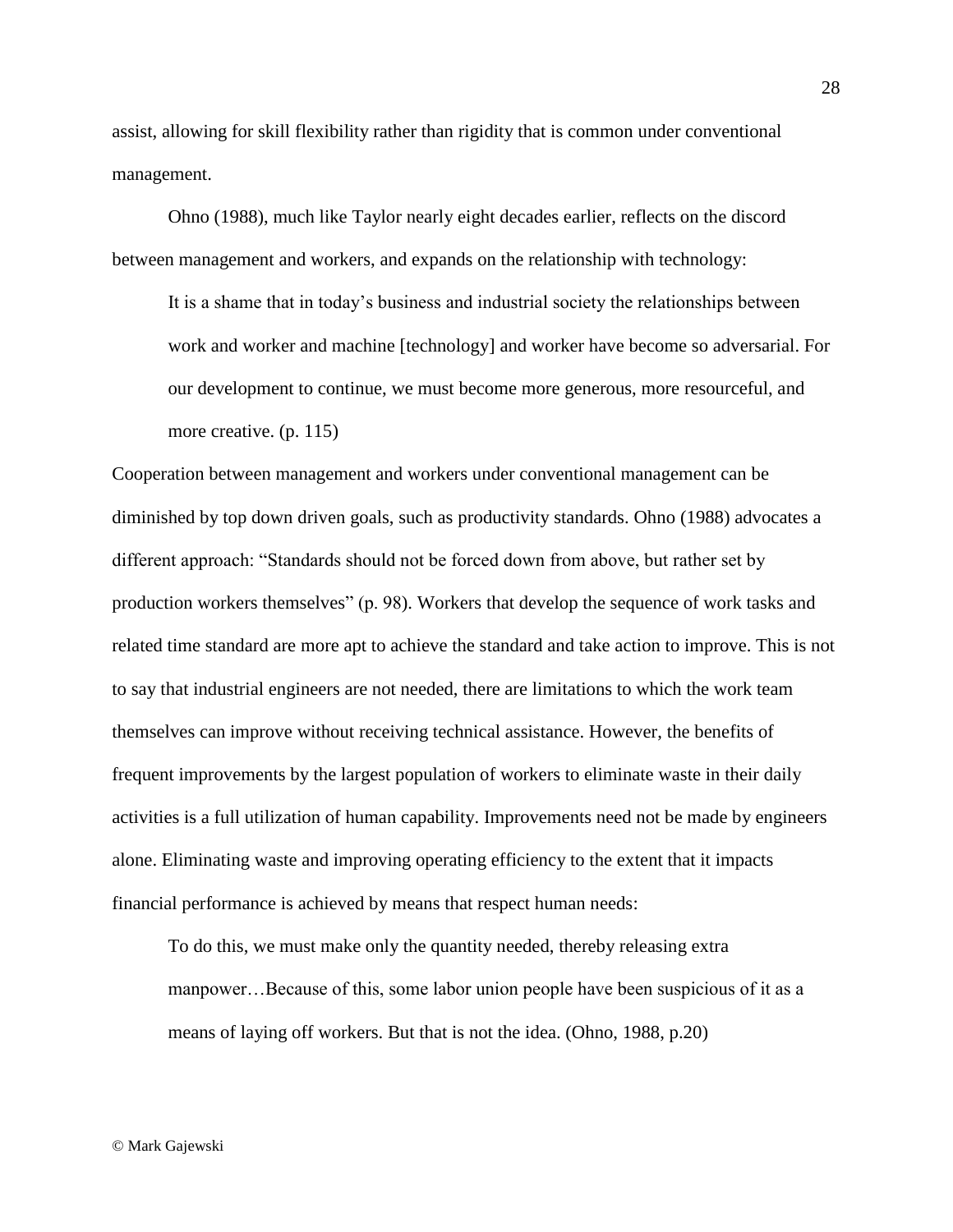assist, allowing for skill flexibility rather than rigidity that is common under conventional management.

Ohno (1988), much like Taylor nearly eight decades earlier, reflects on the discord between management and workers, and expands on the relationship with technology:

> It is a shame that in today's business and industrial society the relationships between work and worker and machine [technology] and worker have become so adversarial. For our development to continue, we must become more generous, more resourceful, and more creative. (p. 115)

Cooperation between management and workers under conventional management can be diminished by top down driven goals, such as productivity standards. Ohno (1988) advocates a different approach: "Standards should not be forced down from above, but rather set by production workers themselves" (p. 98). Workers that develop the sequence of work tasks and related time standard are more apt to achieve the standard and take action to improve. This is not to say that industrial engineers are not needed, there are limitations to which the work team themselves can improve without receiving technical assistance. However, the benefits of frequent improvements by the largest population of workers to eliminate waste in their daily activities is a full utilization of human capability. Improvements need not be made by engineers alone. Eliminating waste and improving operating efficiency to the extent that it impacts financial performance is achieved by means that respect human needs:

> To do this, we must make only the quantity needed, thereby releasing extra manpower…Because of this, some labor union people have been suspicious of it as a means of laying off workers. But that is not the idea. (Ohno, 1988, p.20)

© Mark Gajewski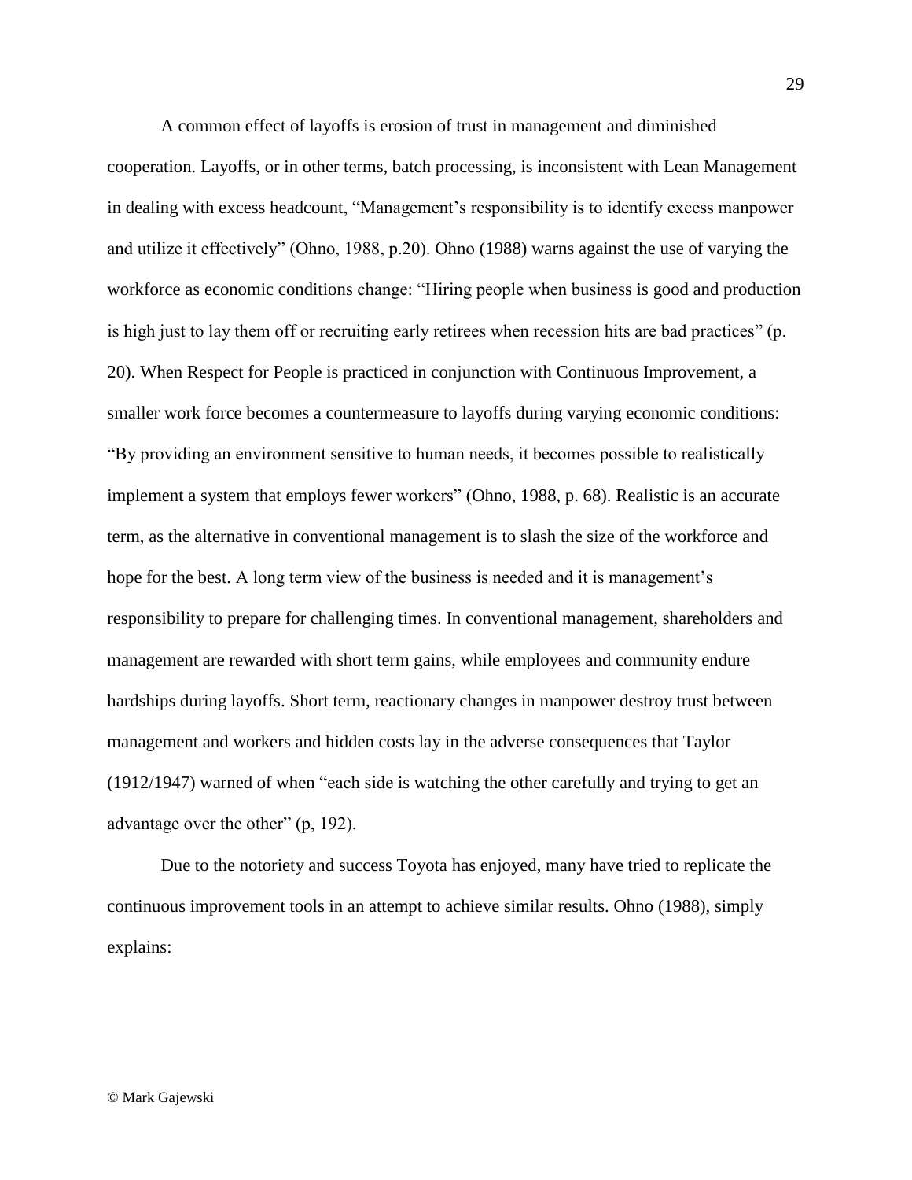A common effect of layoffs is erosion of trust in management and diminished cooperation. Layoffs, or in other terms, batch processing, is inconsistent with Lean Management in dealing with excess headcount, "Management's responsibility is to identify excess manpower and utilize it effectively" (Ohno, 1988, p.20). Ohno (1988) warns against the use of varying the workforce as economic conditions change: "Hiring people when business is good and production is high just to lay them off or recruiting early retirees when recession hits are bad practices" (p. 20). When Respect for People is practiced in conjunction with Continuous Improvement, a smaller work force becomes a countermeasure to layoffs during varying economic conditions: "By providing an environment sensitive to human needs, it becomes possible to realistically implement a system that employs fewer workers" (Ohno, 1988, p. 68). Realistic is an accurate term, as the alternative in conventional management is to slash the size of the workforce and hope for the best. A long term view of the business is needed and it is management's responsibility to prepare for challenging times. In conventional management, shareholders and management are rewarded with short term gains, while employees and community endure hardships during layoffs. Short term, reactionary changes in manpower destroy trust between management and workers and hidden costs lay in the adverse consequences that Taylor (1912/1947) warned of when "each side is watching the other carefully and trying to get an advantage over the other" (p, 192).

Due to the notoriety and success Toyota has enjoyed, many have tried to replicate the continuous improvement tools in an attempt to achieve similar results. Ohno (1988), simply explains: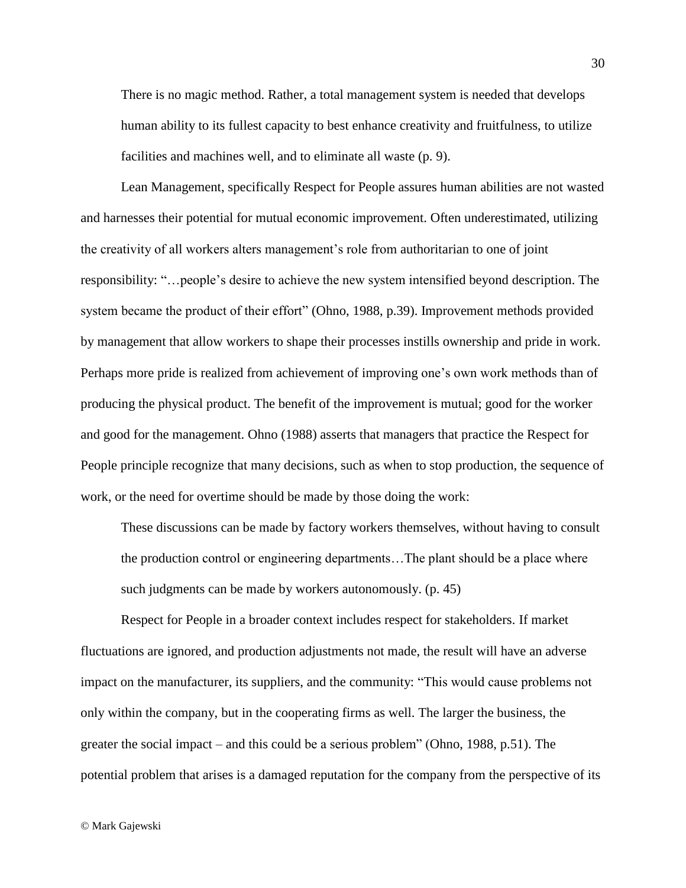> There is no magic method. Rather, a total management system is needed that develops human ability to its fullest capacity to best enhance creativity and fruitfulness, to utilize facilities and machines well, and to eliminate all waste (p. 9).

Lean Management, specifically Respect for People assures human abilities are not wasted and harnesses their potential for mutual economic improvement. Often underestimated, utilizing the creativity of all workers alters management's role from authoritarian to one of joint responsibility: "…people's desire to achieve the new system intensified beyond description. The system became the product of their effort" (Ohno, 1988, p.39). Improvement methods provided by management that allow workers to shape their processes instills ownership and pride in work. Perhaps more pride is realized from achievement of improving one's own work methods than of producing the physical product. The benefit of the improvement is mutual; good for the worker and good for the management. Ohno (1988) asserts that managers that practice the Respect for People principle recognize that many decisions, such as when to stop production, the sequence of work, or the need for overtime should be made by those doing the work:

> These discussions can be made by factory workers themselves, without having to consult the production control or engineering departments…The plant should be a place where such judgments can be made by workers autonomously. (p. 45)

Respect for People in a broader context includes respect for stakeholders. If market fluctuations are ignored, and production adjustments not made, the result will have an adverse impact on the manufacturer, its suppliers, and the community: "This would cause problems not only within the company, but in the cooperating firms as well. The larger the business, the greater the social impact – and this could be a serious problem" (Ohno, 1988, p.51). The potential problem that arises is a damaged reputation for the company from the perspective of its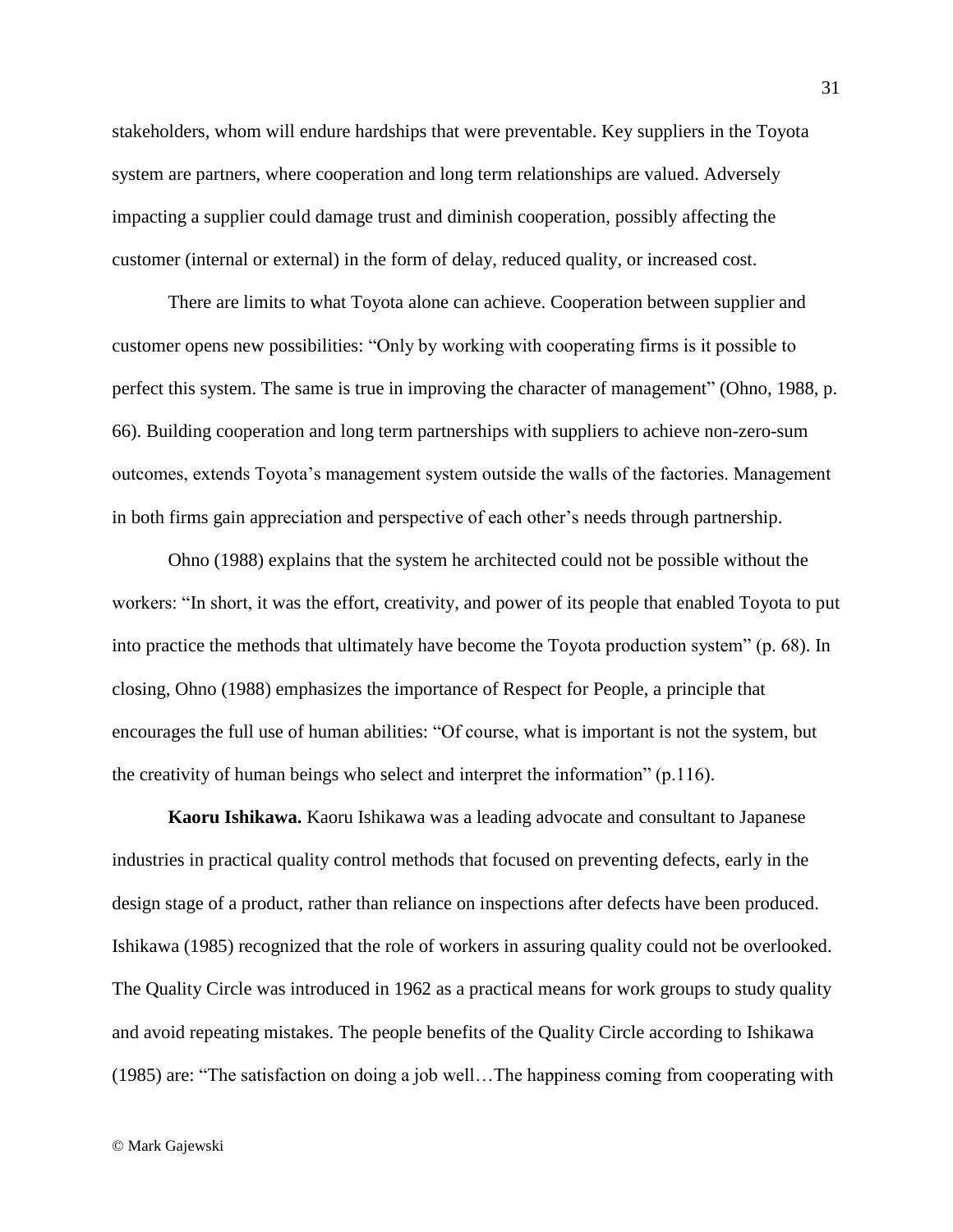stakeholders, whom will endure hardships that were preventable. Key suppliers in the Toyota system are partners, where cooperation and long term relationships are valued. Adversely impacting a supplier could damage trust and diminish cooperation, possibly affecting the customer (internal or external) in the form of delay, reduced quality, or increased cost.

There are limits to what Toyota alone can achieve. Cooperation between supplier and customer opens new possibilities: “Only by working with cooperating firms is it possible to perfect this system. The same is true in improving the character of management” (Ohno, 1988, p. 66). Building cooperation and long term partnerships with suppliers to achieve non-zero-sum outcomes, extends Toyota’s management system outside the walls of the factories. Management in both firms gain appreciation and perspective of each other’s needs through partnership.

Ohno (1988) explains that the system he architected could not be possible without the workers: “In short, it was the effort, creativity, and power of its people that enabled Toyota to put into practice the methods that ultimately have become the Toyota production system” (p. 68). In closing, Ohno (1988) emphasizes the importance of Respect for People, a principle that encourages the full use of human abilities: “Of course, what is important is not the system, but the creativity of human beings who select and interpret the information” (p.116).

**Kaoru Ishikawa.** Kaoru Ishikawa was a leading advocate and consultant to Japanese industries in practical quality control methods that focused on preventing defects, early in the design stage of a product, rather than reliance on inspections after defects have been produced. Ishikawa (1985) recognized that the role of workers in assuring quality could not be overlooked. The Quality Circle was introduced in 1962 as a practical means for work groups to study quality and avoid repeating mistakes. The people benefits of the Quality Circle according to Ishikawa (1985) are: “The satisfaction on doing a job well…The happiness coming from cooperating with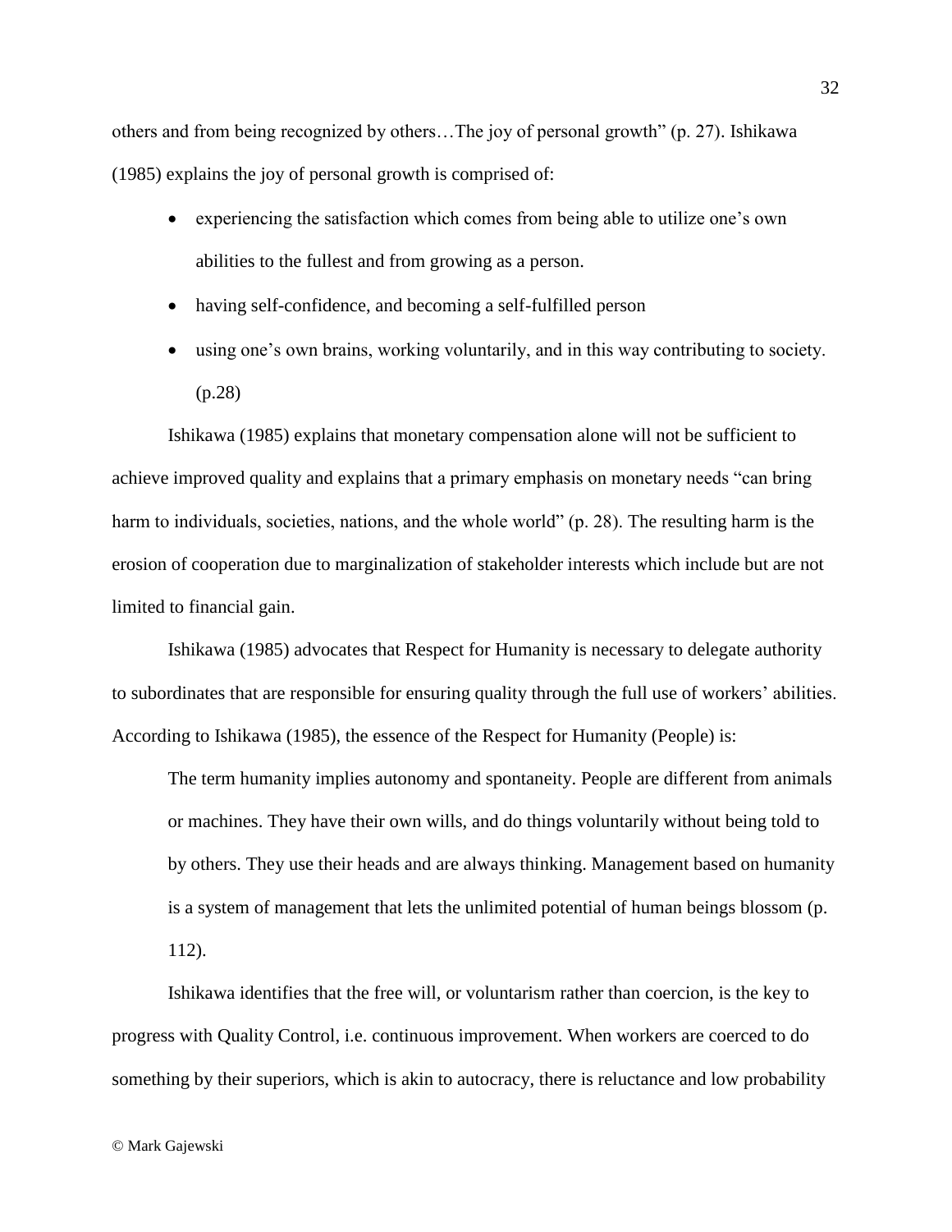others and from being recognized by others…The joy of personal growth" (p. 27). Ishikawa (1985) explains the joy of personal growth is comprised of:

- experiencing the satisfaction which comes from being able to utilize one's own abilities to the fullest and from growing as a person.
- having self-confidence, and becoming a self-fulfilled person
- using one's own brains, working voluntarily, and in this way contributing to society. (p.28)

Ishikawa (1985) explains that monetary compensation alone will not be sufficient to achieve improved quality and explains that a primary emphasis on monetary needs "can bring harm to individuals, societies, nations, and the whole world" (p. 28). The resulting harm is the erosion of cooperation due to marginalization of stakeholder interests which include but are not limited to financial gain.

Ishikawa (1985) advocates that Respect for Humanity is necessary to delegate authority to subordinates that are responsible for ensuring quality through the full use of workers' abilities. According to Ishikawa (1985), the essence of the Respect for Humanity (People) is:

> The term humanity implies autonomy and spontaneity. People are different from animals or machines. They have their own wills, and do things voluntarily without being told to by others. They use their heads and are always thinking. Management based on humanity is a system of management that lets the unlimited potential of human beings blossom (p. 112).

Ishikawa identifies that the free will, or voluntarism rather than coercion, is the key to progress with Quality Control, i.e. continuous improvement. When workers are coerced to do something by their superiors, which is akin to autocracy, there is reluctance and low probability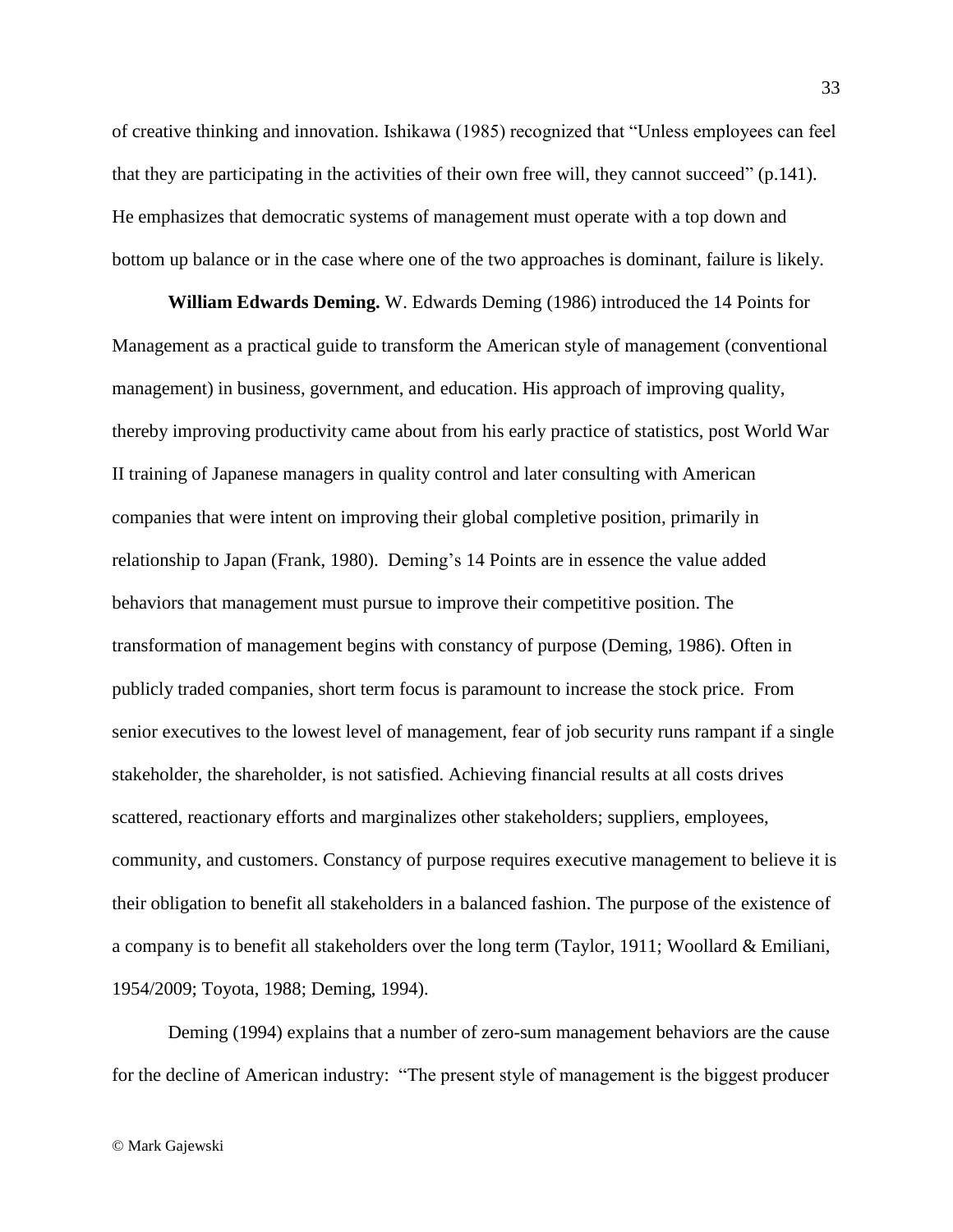of creative thinking and innovation. Ishikawa (1985) recognized that "Unless employees can feel that they are participating in the activities of their own free will, they cannot succeed" (p.141). He emphasizes that democratic systems of management must operate with a top down and bottom up balance or in the case where one of the two approaches is dominant, failure is likely.

**William Edwards Deming.** W. Edwards Deming (1986) introduced the 14 Points for Management as a practical guide to transform the American style of management (conventional management) in business, government, and education. His approach of improving quality, thereby improving productivity came about from his early practice of statistics, post World War II training of Japanese managers in quality control and later consulting with American companies that were intent on improving their global completive position, primarily in relationship to Japan (Frank, 1980). Deming's 14 Points are in essence the value added behaviors that management must pursue to improve their competitive position. The transformation of management begins with constancy of purpose (Deming, 1986). Often in publicly traded companies, short term focus is paramount to increase the stock price. From senior executives to the lowest level of management, fear of job security runs rampant if a single stakeholder, the shareholder, is not satisfied. Achieving financial results at all costs drives scattered, reactionary efforts and marginalizes other stakeholders; suppliers, employees, community, and customers. Constancy of purpose requires executive management to believe it is their obligation to benefit all stakeholders in a balanced fashion. The purpose of the existence of a company is to benefit all stakeholders over the long term (Taylor, 1911; Woollard & Emiliani, 1954/2009; Toyota, 1988; Deming, 1994).

Deming (1994) explains that a number of zero-sum management behaviors are the cause for the decline of American industry: "The present style of management is the biggest producer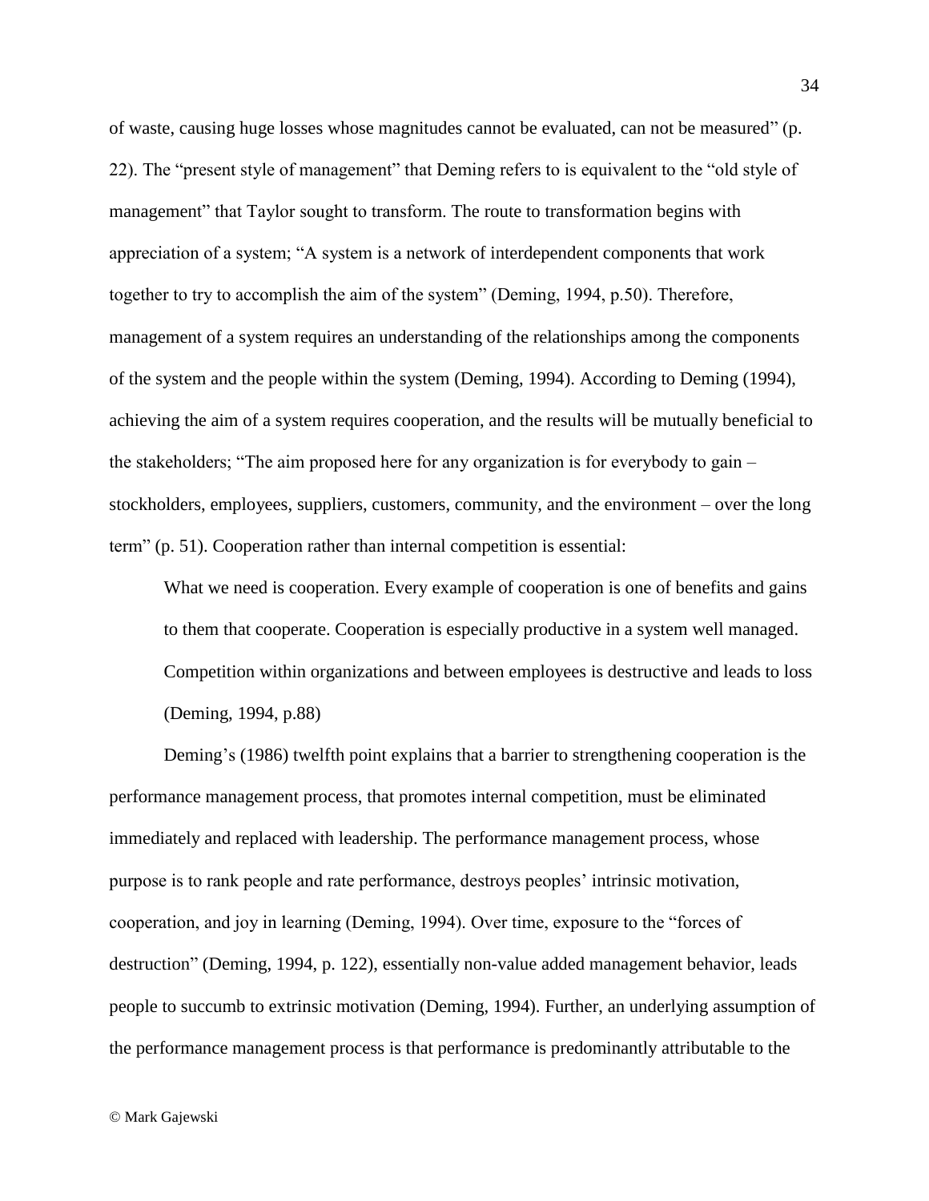of waste, causing huge losses whose magnitudes cannot be evaluated, can not be measured" (p. 22). The "present style of management" that Deming refers to is equivalent to the "old style of management" that Taylor sought to transform. The route to transformation begins with appreciation of a system; "A system is a network of interdependent components that work together to try to accomplish the aim of the system" (Deming, 1994, p.50). Therefore, management of a system requires an understanding of the relationships among the components of the system and the people within the system (Deming, 1994). According to Deming (1994), achieving the aim of a system requires cooperation, and the results will be mutually beneficial to the stakeholders; "The aim proposed here for any organization is for everybody to gain – stockholders, employees, suppliers, customers, community, and the environment – over the long term" (p. 51). Cooperation rather than internal competition is essential:

> What we need is cooperation. Every example of cooperation is one of benefits and gains to them that cooperate. Cooperation is especially productive in a system well managed. Competition within organizations and between employees is destructive and leads to loss (Deming, 1994, p.88)

Deming's (1986) twelfth point explains that a barrier to strengthening cooperation is the performance management process, that promotes internal competition, must be eliminated immediately and replaced with leadership. The performance management process, whose purpose is to rank people and rate performance, destroys peoples' intrinsic motivation, cooperation, and joy in learning (Deming, 1994). Over time, exposure to the "forces of destruction" (Deming, 1994, p. 122), essentially non-value added management behavior, leads people to succumb to extrinsic motivation (Deming, 1994). Further, an underlying assumption of the performance management process is that performance is predominantly attributable to the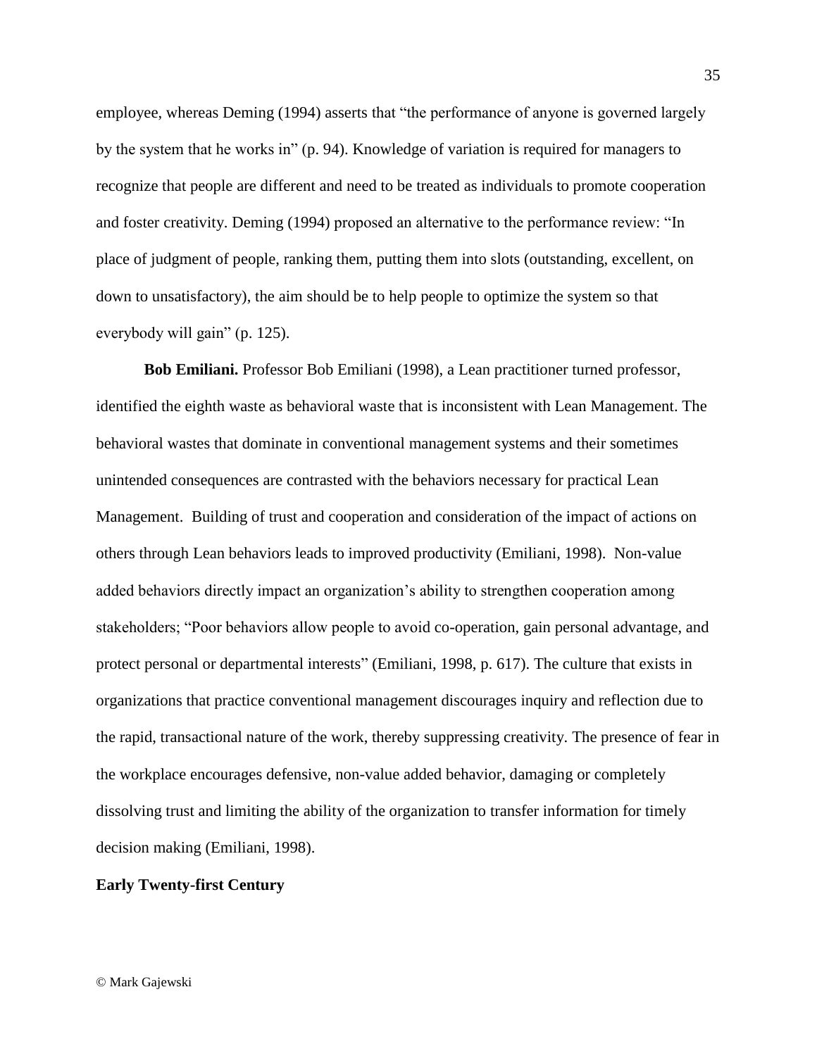employee, whereas Deming (1994) asserts that "the performance of anyone is governed largely by the system that he works in" (p. 94). Knowledge of variation is required for managers to recognize that people are different and need to be treated as individuals to promote cooperation and foster creativity. Deming (1994) proposed an alternative to the performance review: "In place of judgment of people, ranking them, putting them into slots (outstanding, excellent, on down to unsatisfactory), the aim should be to help people to optimize the system so that everybody will gain" (p. 125).

**Bob Emiliani.** Professor Bob Emiliani (1998), a Lean practitioner turned professor, identified the eighth waste as behavioral waste that is inconsistent with Lean Management. The behavioral wastes that dominate in conventional management systems and their sometimes unintended consequences are contrasted with the behaviors necessary for practical Lean Management. Building of trust and cooperation and consideration of the impact of actions on others through Lean behaviors leads to improved productivity (Emiliani, 1998). Non-value added behaviors directly impact an organization's ability to strengthen cooperation among stakeholders; "Poor behaviors allow people to avoid co-operation, gain personal advantage, and protect personal or departmental interests" (Emiliani, 1998, p. 617). The culture that exists in organizations that practice conventional management discourages inquiry and reflection due to the rapid, transactional nature of the work, thereby suppressing creativity. The presence of fear in the workplace encourages defensive, non-value added behavior, damaging or completely dissolving trust and limiting the ability of the organization to transfer information for timely decision making (Emiliani, 1998).

**Early Twenty-first Century**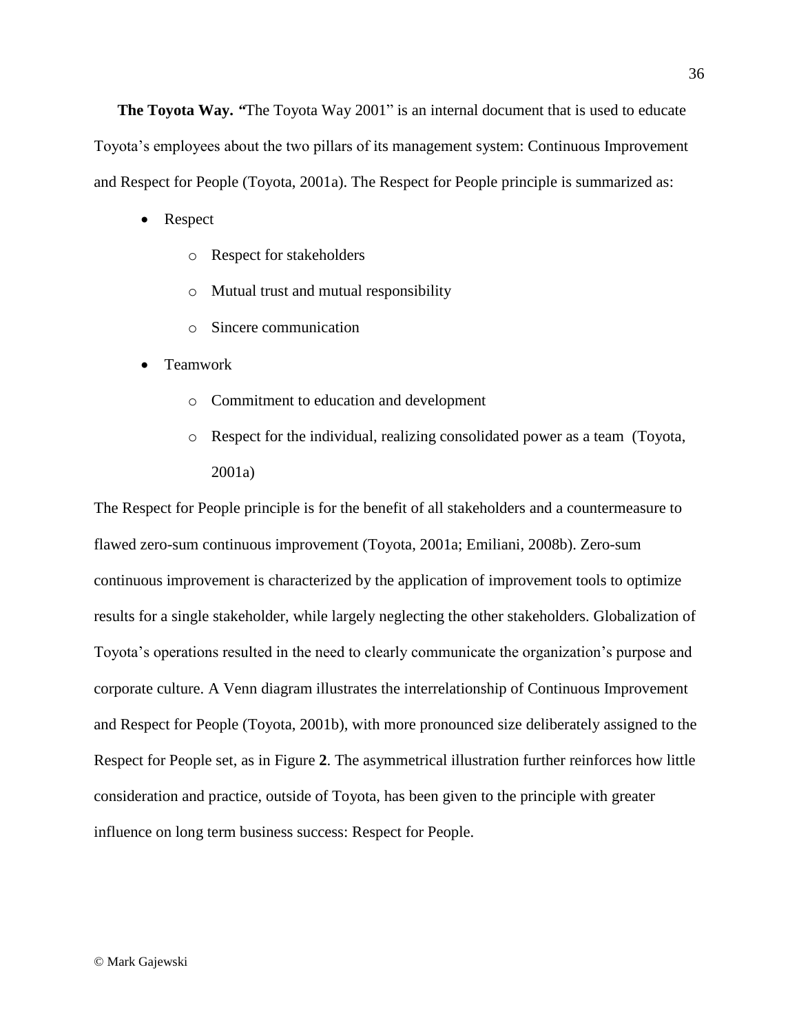**The Toyota Way.** "The Toyota Way 2001" is an internal document that is used to educate Toyota's employees about the two pillars of its management system: Continuous Improvement and Respect for People (Toyota, 2001a). The Respect for People principle is summarized as:

- Respect
  - Respect for stakeholders
  - Mutual trust and mutual responsibility
  - Sincere communication
- Teamwork
  - Commitment to education and development
  - Respect for the individual, realizing consolidated power as a team (Toyota, 2001a)

The Respect for People principle is for the benefit of all stakeholders and a countermeasure to flawed zero-sum continuous improvement (Toyota, 2001a; Emiliani, 2008b). Zero-sum continuous improvement is characterized by the application of improvement tools to optimize results for a single stakeholder, while largely neglecting the other stakeholders. Globalization of Toyota's operations resulted in the need to clearly communicate the organization's purpose and corporate culture. A Venn diagram illustrates the interrelationship of Continuous Improvement and Respect for People (Toyota, 2001b), with more pronounced size deliberately assigned to the Respect for People set, as in Figure **2**. The asymmetrical illustration further reinforces how little consideration and practice, outside of Toyota, has been given to the principle with greater influence on long term business success: Respect for People.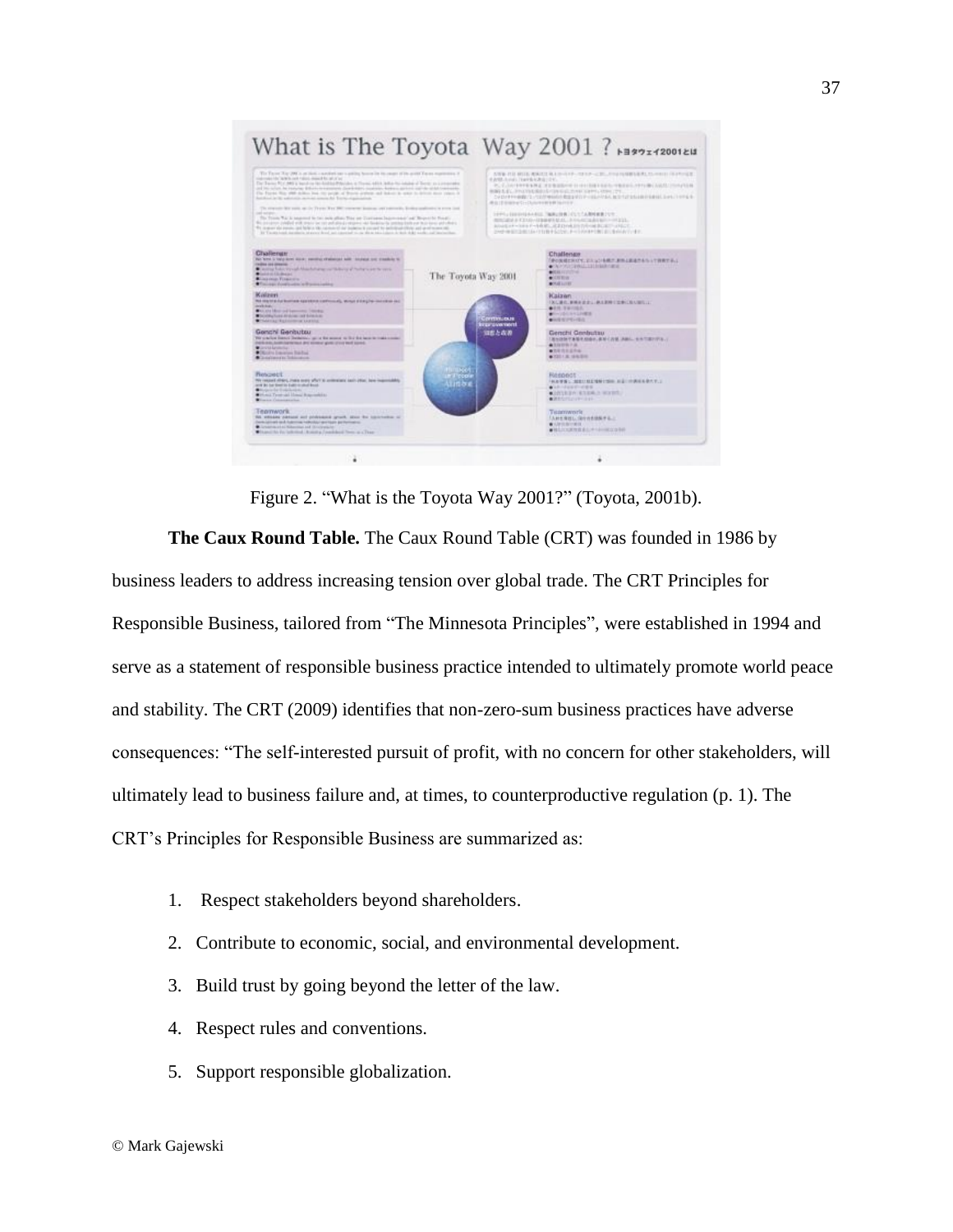Figure 2. “What is the Toyota Way 2001?” (Toyota, 2001b).

**The Caux Round Table.** The Caux Round Table (CRT) was founded in 1986 by business leaders to address increasing tension over global trade. The CRT Principles for Responsible Business, tailored from “The Minnesota Principles”, were established in 1994 and serve as a statement of responsible business practice intended to ultimately promote world peace and stability. The CRT (2009) identifies that non-zero-sum business practices have adverse consequences: “The self-interested pursuit of profit, with no concern for other stakeholders, will ultimately lead to business failure and, at times, to counterproductive regulation (p. 1). The CRT’s Principles for Responsible Business are summarized as:

1. Respect stakeholders beyond shareholders.
2. Contribute to economic, social, and environmental development.
3. Build trust by going beyond the letter of the law.
4. Respect rules and conventions.
5. Support responsible globalization.

© Mark Gajewski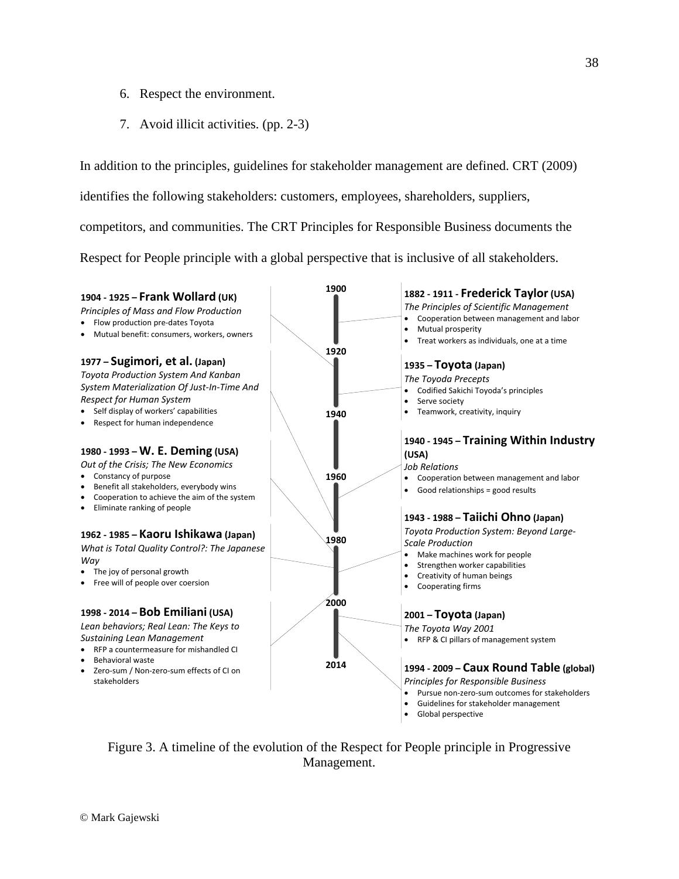6. Respect the environment.
7. Avoid illicit activities. (pp. 2-3)

In addition to the principles, guidelines for stakeholder management are defined. CRT (2009) identifies the following stakeholders: customers, employees, shareholders, suppliers, competitors, and communities. The CRT Principles for Responsible Business documents the Respect for People principle with a global perspective that is inclusive of all stakeholders.

**1882 - 1911 – Frederick Taylor (USA)**
*The Principles of Scientific Management*
- Cooperation between management and labor
- Mutual prosperity
- Treat workers as individuals, one at a time

**1904 - 1925 – Frank Wollard (UK)**
*Principles of Mass and Flow Production*
- Flow production pre-dates Toyota
- Mutual benefit: consumers, workers, owners

**1935 – Toyota (Japan)**
*The Toyoda Precepts*
- Codified Sakichi Toyoda's principles
- Serve society
- Teamwork, creativity, inquiry

**1940 - 1945 – Training Within Industry (USA)**
*Job Relations*
- Cooperation between management and labor
- Good relationships = good results

**1943 - 1988 – Taiichi Ohno (Japan)**
*Toyota Production System: Beyond Large-Scale Production*
- Make machines work for people
- Strengthen worker capabilities
- Creativity of human beings
- Cooperating firms

**1962 - 1985 – Kaoru Ishikawa (Japan)**
*What is Total Quality Control?: The Japanese Way*
- The joy of personal growth
- Free will of people over coercion

**1977 – Sugimori, et al. (Japan)**
*Toyota Production System And Kanban System Materialization Of Just-In-Time And Respect for Human System*
- Self display of workers' capabilities
- Respect for human independence

**1980 - 1993 – W. E. Deming (USA)**
*Out of the Crisis; The New Economics*
- Constancy of purpose
- Benefit all stakeholders, everybody wins
- Cooperation to achieve the aim of the system
- Eliminate ranking of people

**1994 - 2009 – Caux Round Table (global)**
*Principles for Responsible Business*
- Pursue non-zero-sum outcomes for stakeholders
- Guidelines for stakeholder management
- Global perspective

**1998 - 2014 – Bob Emiliani (USA)**
*Lean behaviors; Real Lean: The Keys to Sustaining Lean Management*
- RFP a countermeasure for mishandled CI
- Behavioral waste
- Zero-sum / Non-zero-sum effects of CI on stakeholders

**2001 – Toyota (Japan)**
*The Toyota Way 2001*
- RFP & CI pillars of management system

Figure 3. A timeline of the evolution of the Respect for People principle in Progressive Management.

© Mark Gajewski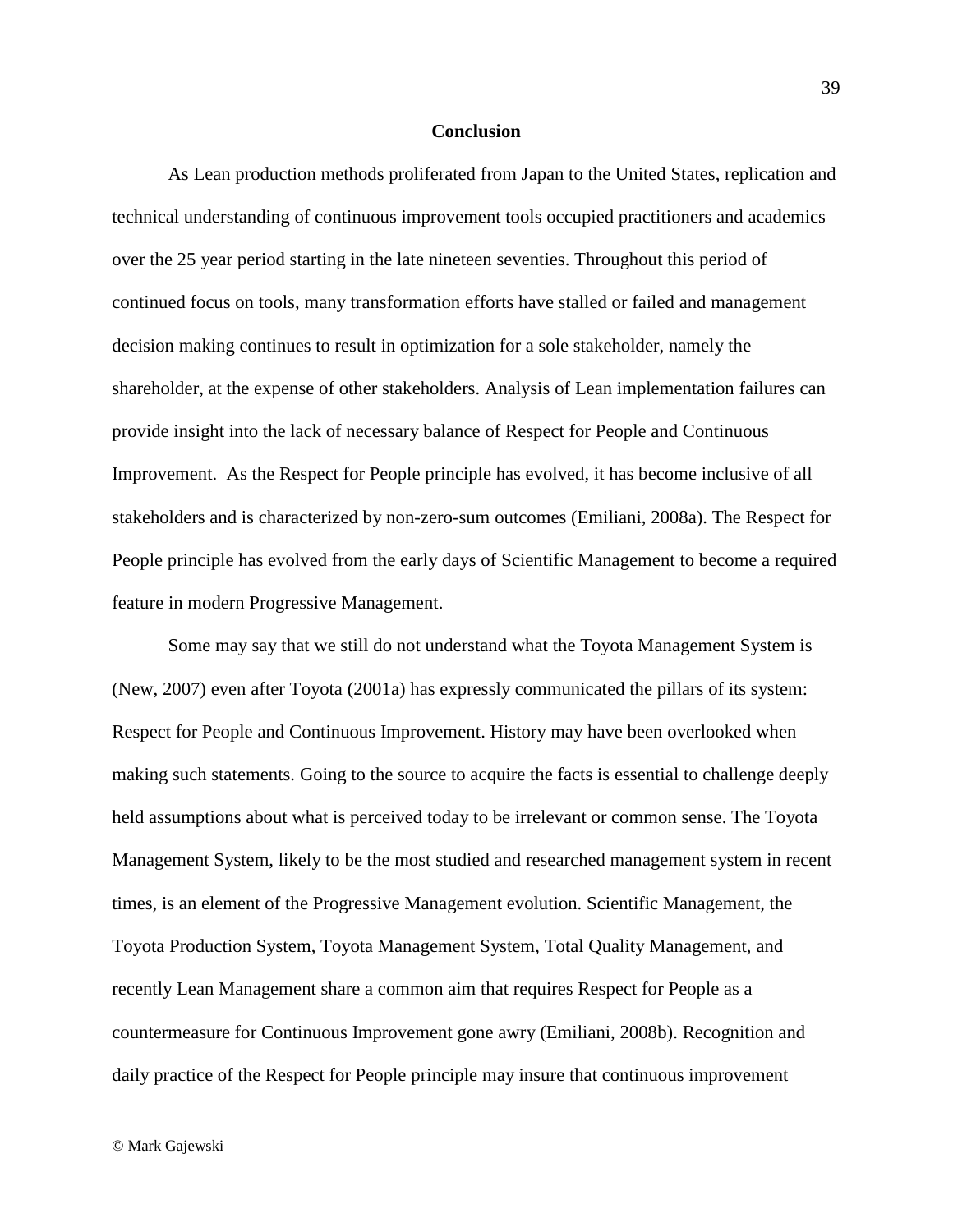## Conclusion

As Lean production methods proliferated from Japan to the United States, replication and technical understanding of continuous improvement tools occupied practitioners and academics over the 25 year period starting in the late nineteen seventies. Throughout this period of continued focus on tools, many transformation efforts have stalled or failed and management decision making continues to result in optimization for a sole stakeholder, namely the shareholder, at the expense of other stakeholders. Analysis of Lean implementation failures can provide insight into the lack of necessary balance of Respect for People and Continuous Improvement. As the Respect for People principle has evolved, it has become inclusive of all stakeholders and is characterized by non-zero-sum outcomes (Emiliani, 2008a). The Respect for People principle has evolved from the early days of Scientific Management to become a required feature in modern Progressive Management.

Some may say that we still do not understand what the Toyota Management System is (New, 2007) even after Toyota (2001a) has expressly communicated the pillars of its system: Respect for People and Continuous Improvement. History may have been overlooked when making such statements. Going to the source to acquire the facts is essential to challenge deeply held assumptions about what is perceived today to be irrelevant or common sense. The Toyota Management System, likely to be the most studied and researched management system in recent times, is an element of the Progressive Management evolution. Scientific Management, the Toyota Production System, Toyota Management System, Total Quality Management, and recently Lean Management share a common aim that requires Respect for People as a countermeasure for Continuous Improvement gone awry (Emiliani, 2008b). Recognition and daily practice of the Respect for People principle may insure that continuous improvement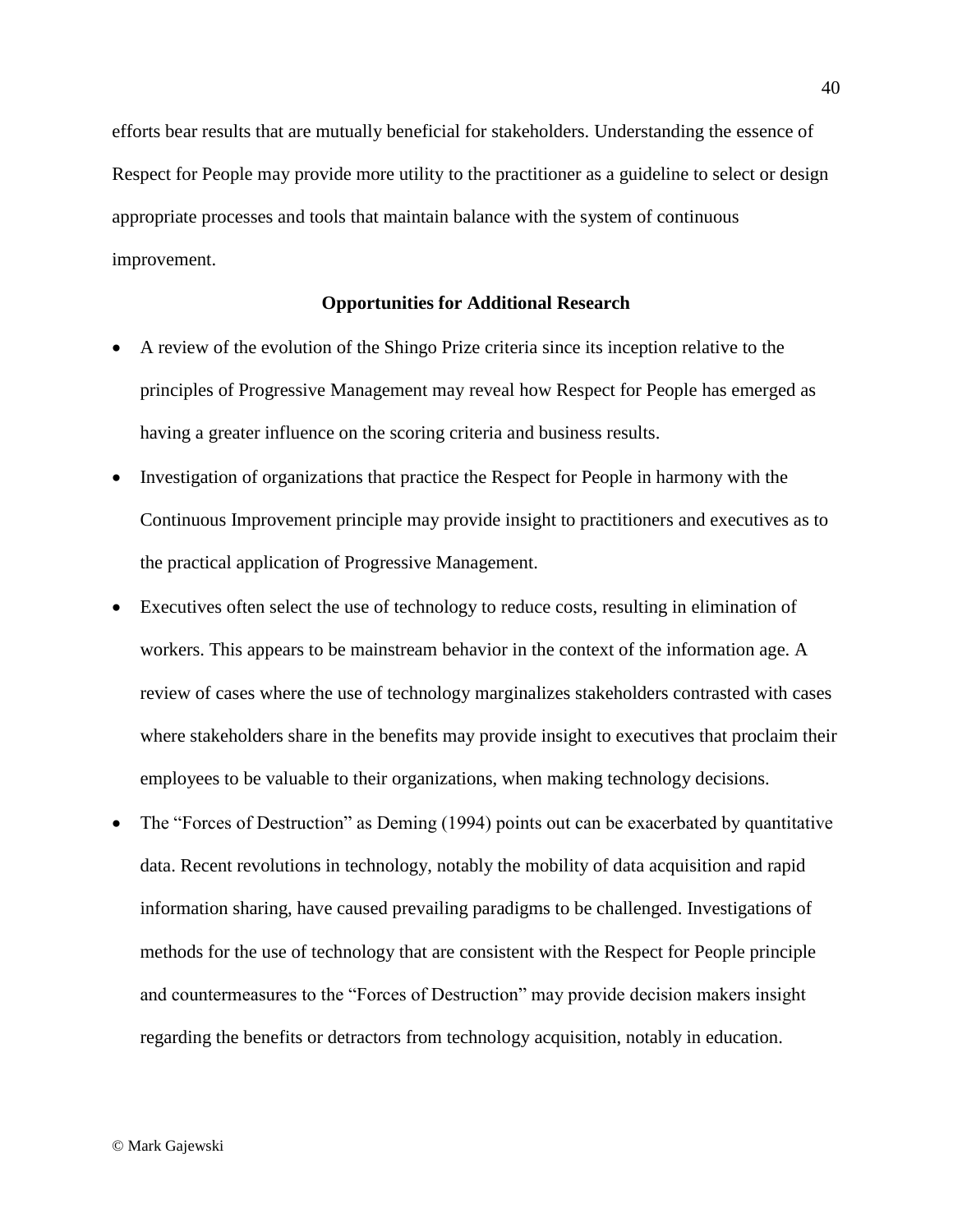efforts bear results that are mutually beneficial for stakeholders. Understanding the essence of Respect for People may provide more utility to the practitioner as a guideline to select or design appropriate processes and tools that maintain balance with the system of continuous improvement.

### Opportunities for Additional Research

- A review of the evolution of the Shingo Prize criteria since its inception relative to the principles of Progressive Management may reveal how Respect for People has emerged as having a greater influence on the scoring criteria and business results.
- Investigation of organizations that practice the Respect for People in harmony with the Continuous Improvement principle may provide insight to practitioners and executives as to the practical application of Progressive Management.
- Executives often select the use of technology to reduce costs, resulting in elimination of workers. This appears to be mainstream behavior in the context of the information age. A review of cases where the use of technology marginalizes stakeholders contrasted with cases where stakeholders share in the benefits may provide insight to executives that proclaim their employees to be valuable to their organizations, when making technology decisions.
- The "Forces of Destruction" as Deming (1994) points out can be exacerbated by quantitative data. Recent revolutions in technology, notably the mobility of data acquisition and rapid information sharing, have caused prevailing paradigms to be challenged. Investigations of methods for the use of technology that are consistent with the Respect for People principle and countermeasures to the "Forces of Destruction" may provide decision makers insight regarding the benefits or detractors from technology acquisition, notably in education.

© Mark Gajewski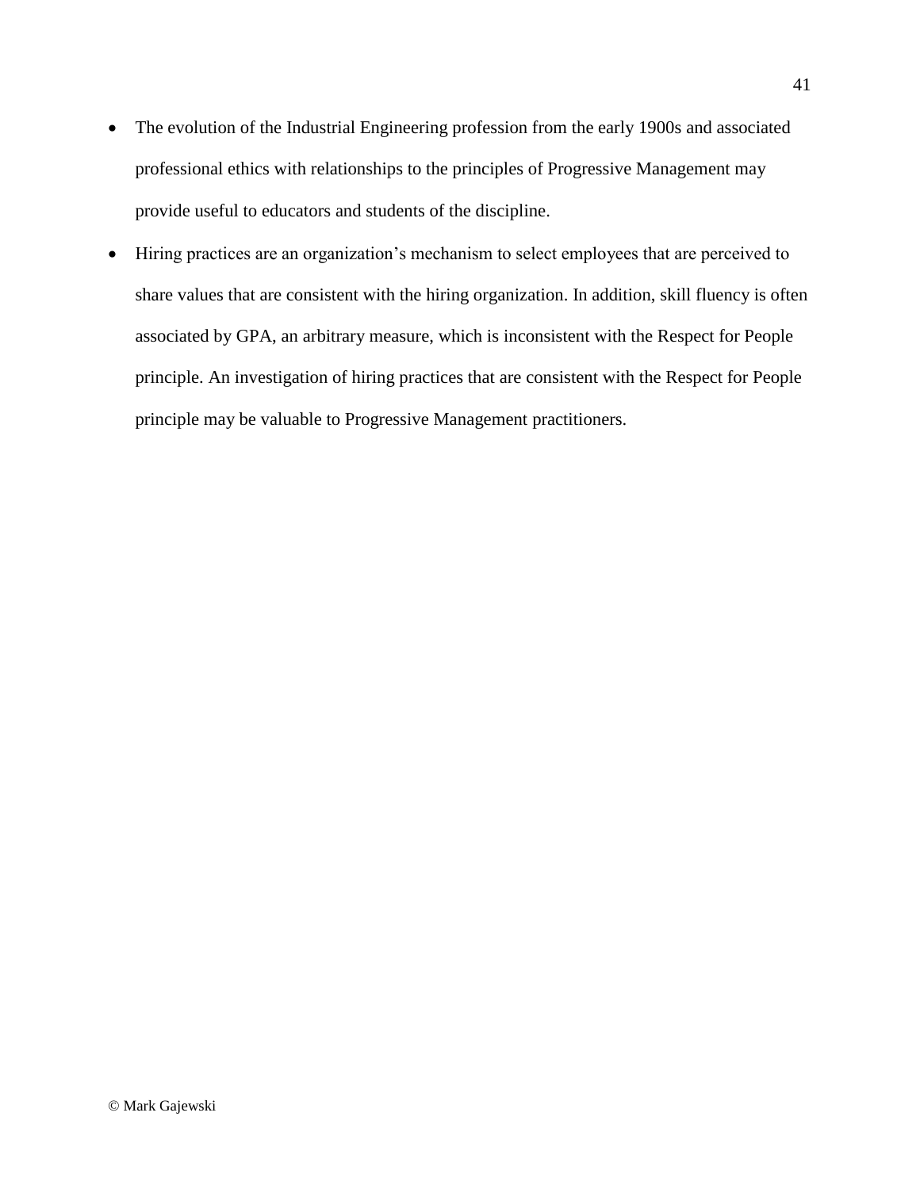- The evolution of the Industrial Engineering profession from the early 1900s and associated professional ethics with relationships to the principles of Progressive Management may provide useful to educators and students of the discipline.
- Hiring practices are an organization's mechanism to select employees that are perceived to share values that are consistent with the hiring organization. In addition, skill fluency is often associated by GPA, an arbitrary measure, which is inconsistent with the Respect for People principle. An investigation of hiring practices that are consistent with the Respect for People principle may be valuable to Progressive Management practitioners.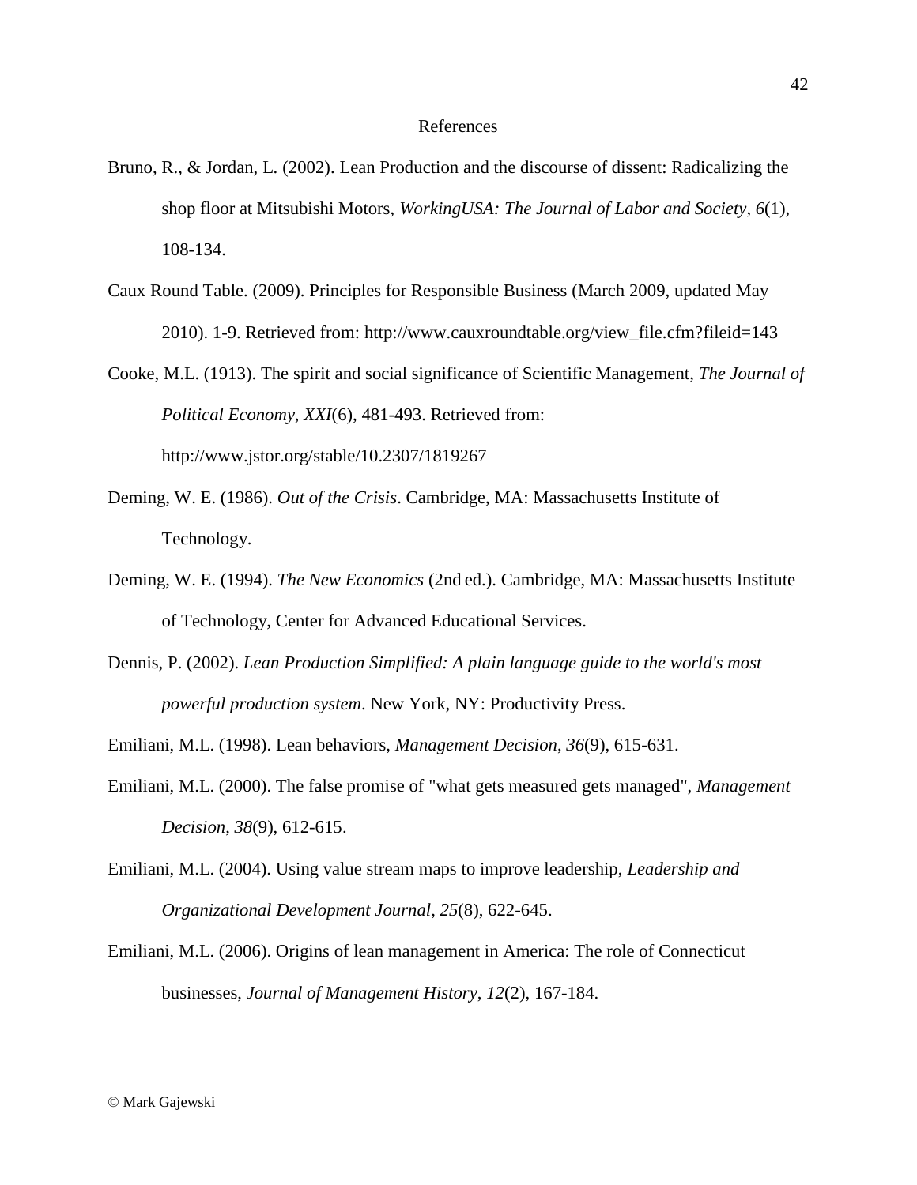# References

Bruno, R., & Jordan, L. (2002). Lean Production and the discourse of dissent: Radicalizing the shop floor at Mitsubishi Motors, *WorkingUSA: The Journal of Labor and Society*, *6*(1), 108-134.

Caux Round Table. (2009). Principles for Responsible Business (March 2009, updated May 2010). 1-9. Retrieved from: http://www.cauxroundtable.org/view_file.cfm?fileid=143

Cooke, M.L. (1913). The spirit and social significance of Scientific Management, *The Journal of Political Economy*, *XXI*(6), 481-493. Retrieved from: http://www.jstor.org/stable/10.2307/1819267

Deming, W. E. (1986). *Out of the Crisis*. Cambridge, MA: Massachusetts Institute of Technology.

Deming, W. E. (1994). *The New Economics* (2nd ed.). Cambridge, MA: Massachusetts Institute of Technology, Center for Advanced Educational Services.

Dennis, P. (2002). *Lean Production Simplified: A plain language guide to the world's most powerful production system*. New York, NY: Productivity Press.

Emiliani, M.L. (1998). Lean behaviors, *Management Decision*, *36*(9), 615-631.

Emiliani, M.L. (2000). The false promise of "what gets measured gets managed", *Management Decision*, *38*(9), 612-615.

Emiliani, M.L. (2004). Using value stream maps to improve leadership, *Leadership and Organizational Development Journal*, *25*(8), 622-645.

Emiliani, M.L. (2006). Origins of lean management in America: The role of Connecticut businesses, *Journal of Management History*, *12*(2), 167-184.

© Mark Gajewski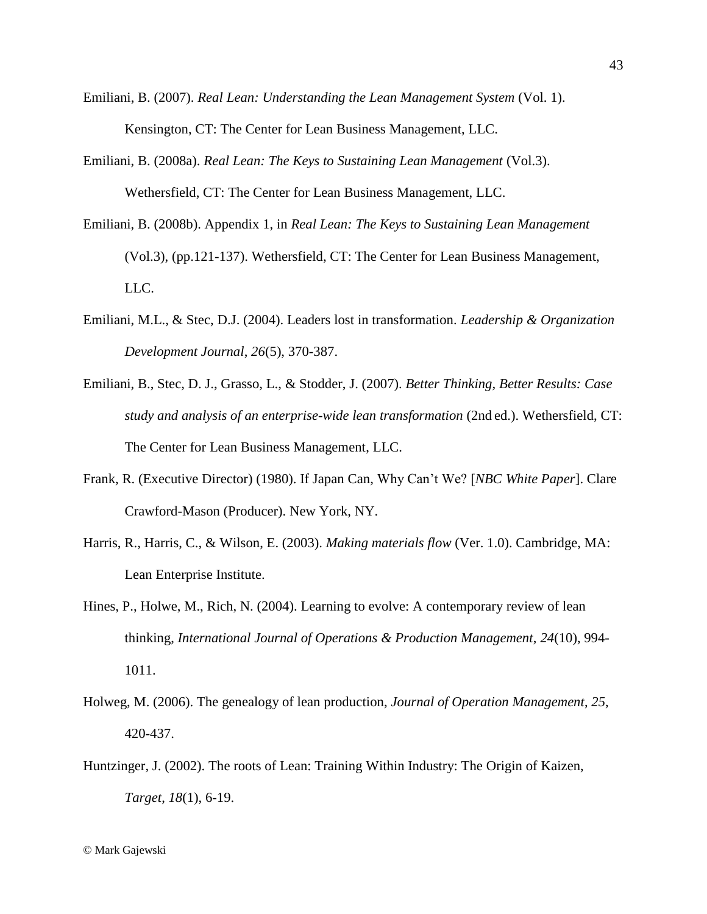Emiliani, B. (2007). *Real Lean: Understanding the Lean Management System* (Vol. 1). Kensington, CT: The Center for Lean Business Management, LLC.

Emiliani, B. (2008a). *Real Lean: The Keys to Sustaining Lean Management* (Vol.3). Wethersfield, CT: The Center for Lean Business Management, LLC.

Emiliani, B. (2008b). Appendix 1, in *Real Lean: The Keys to Sustaining Lean Management* (Vol.3), (pp.121-137). Wethersfield, CT: The Center for Lean Business Management, LLC.

Emiliani, M.L., & Stec, D.J. (2004). Leaders lost in transformation. *Leadership & Organization Development Journal*, *26*(5), 370-387.

Emiliani, B., Stec, D. J., Grasso, L., & Stodder, J. (2007). *Better Thinking, Better Results: Case study and analysis of an enterprise-wide lean transformation* (2nd ed.). Wethersfield, CT: The Center for Lean Business Management, LLC.

Frank, R. (Executive Director) (1980). If Japan Can, Why Can't We? [*NBC White Paper*]. Clare Crawford-Mason (Producer). New York, NY.

Harris, R., Harris, C., & Wilson, E. (2003). *Making materials flow* (Ver. 1.0). Cambridge, MA: Lean Enterprise Institute.

Hines, P., Holwe, M., Rich, N. (2004). Learning to evolve: A contemporary review of lean thinking, *International Journal of Operations & Production Management*, *24*(10), 994-1011.

Holweg, M. (2006). The genealogy of lean production, *Journal of Operation Management*, *25*, 420-437.

Huntzinger, J. (2002). The roots of Lean: Training Within Industry: The Origin of Kaizen, *Target*, *18*(1), 6-19.

© Mark Gajewski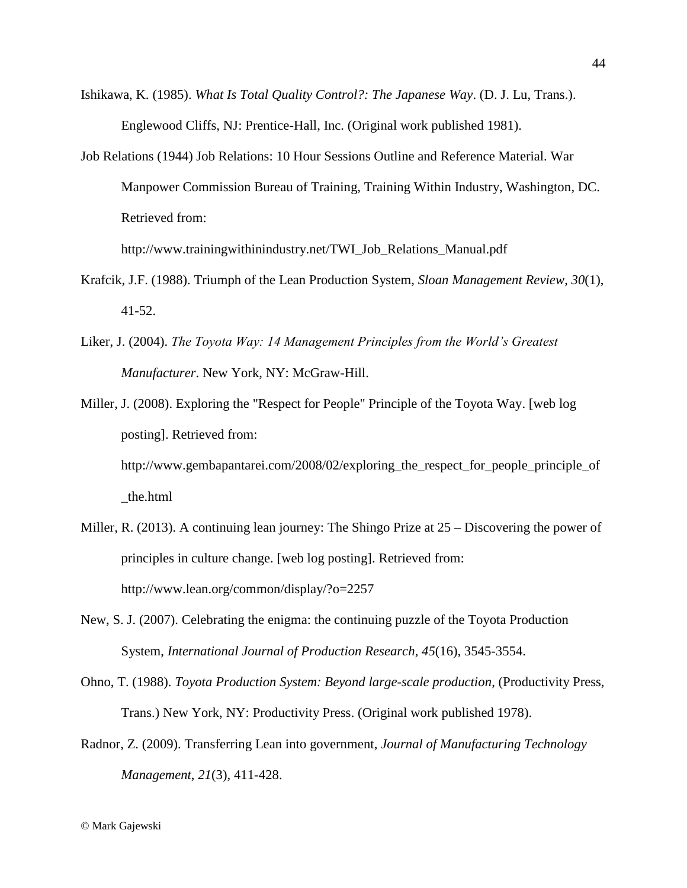Ishikawa, K. (1985). *What Is Total Quality Control?: The Japanese Way*. (D. J. Lu, Trans.). Englewood Cliffs, NJ: Prentice-Hall, Inc. (Original work published 1981).

Job Relations (1944) Job Relations: 10 Hour Sessions Outline and Reference Material. War Manpower Commission Bureau of Training, Training Within Industry, Washington, DC. Retrieved from: http://www.trainingwithinindustry.net/TWI_Job_Relations_Manual.pdf

Krafcik, J.F. (1988). Triumph of the Lean Production System, *Sloan Management Review*, *30*(1), 41-52.

Liker, J. (2004). *The Toyota Way: 14 Management Principles from the World's Greatest Manufacturer*. New York, NY: McGraw-Hill.

Miller, J. (2008). Exploring the "Respect for People" Principle of the Toyota Way. [web log posting]. Retrieved from: http://www.gembapantarei.com/2008/02/exploring_the_respect_for_people_principle_of_the.html

Miller, R. (2013). A continuing lean journey: The Shingo Prize at 25 – Discovering the power of principles in culture change. [web log posting]. Retrieved from: http://www.lean.org/common/display/?o=2257

New, S. J. (2007). Celebrating the enigma: the continuing puzzle of the Toyota Production System, *International Journal of Production Research*, *45*(16), 3545-3554.

Ohno, T. (1988). *Toyota Production System: Beyond large-scale production*, (Productivity Press, Trans.) New York, NY: Productivity Press. (Original work published 1978).

Radnor, Z. (2009). Transferring Lean into government, *Journal of Manufacturing Technology Management*, *21*(3), 411-428.

© Mark Gajewski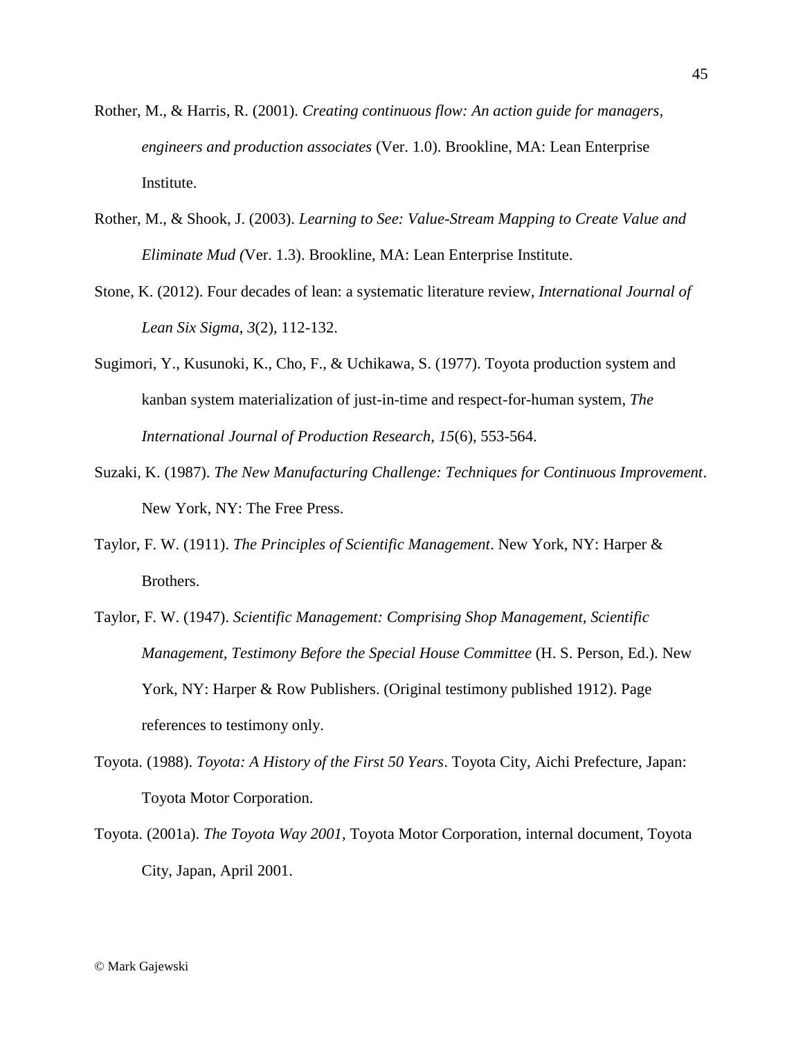Rother, M., & Harris, R. (2001). *Creating continuous flow: An action guide for managers, engineers and production associates* (Ver. 1.0). Brookline, MA: Lean Enterprise Institute.

Rother, M., & Shook, J. (2003). *Learning to See: Value-Stream Mapping to Create Value and Eliminate Mud (*Ver. 1.3). Brookline, MA: Lean Enterprise Institute.

Stone, K. (2012). Four decades of lean: a systematic literature review, *International Journal of Lean Six Sigma*, *3*(2), 112-132.

Sugimori, Y., Kusunoki, K., Cho, F., & Uchikawa, S. (1977). Toyota production system and kanban system materialization of just-in-time and respect-for-human system, *The International Journal of Production Research*, *15*(6), 553-564.

Suzaki, K. (1987). *The New Manufacturing Challenge: Techniques for Continuous Improvement*. New York, NY: The Free Press.

Taylor, F. W. (1911). *The Principles of Scientific Management*. New York, NY: Harper & Brothers.

Taylor, F. W. (1947). *Scientific Management: Comprising Shop Management, Scientific Management, Testimony Before the Special House Committee* (H. S. Person, Ed.). New York, NY: Harper & Row Publishers. (Original testimony published 1912). Page references to testimony only.

Toyota. (1988). *Toyota: A History of the First 50 Years*. Toyota City, Aichi Prefecture, Japan: Toyota Motor Corporation.

Toyota. (2001a). *The Toyota Way 2001*, Toyota Motor Corporation, internal document, Toyota City, Japan, April 2001.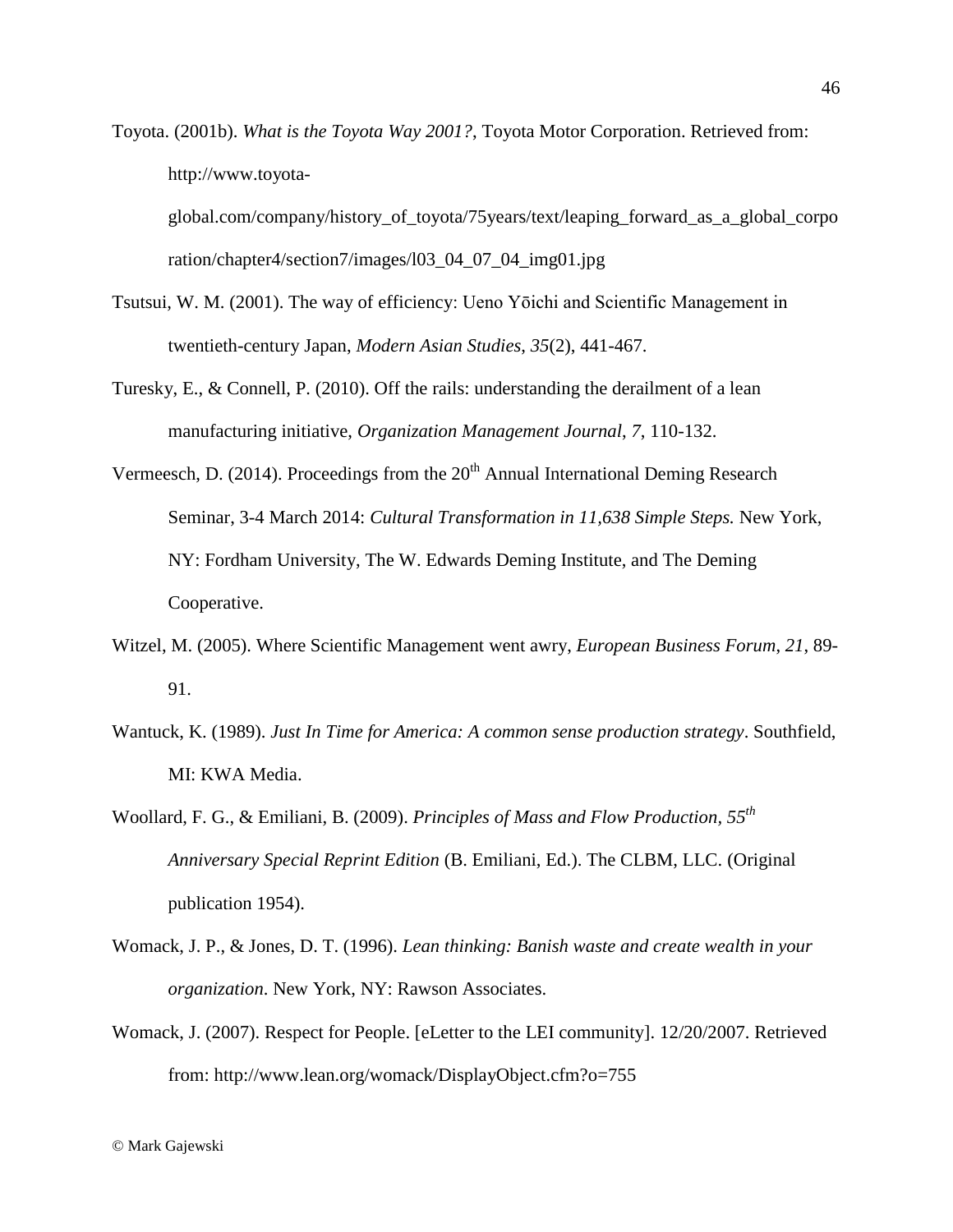Toyota. (2001b). *What is the Toyota Way 2001?*, Toyota Motor Corporation. Retrieved from: http://www.toyota-global.com/company/history_of_toyota/75years/text/leaping_forward_as_a_global_corporation/chapter4/section7/images/l03_04_07_04_img01.jpg

Tsutsui, W. M. (2001). The way of efficiency: Ueno Yōichi and Scientific Management in twentieth-century Japan, *Modern Asian Studies*, *35*(2), 441-467.

Turesky, E., & Connell, P. (2010). Off the rails: understanding the derailment of a lean manufacturing initiative, *Organization Management Journal*, *7*, 110-132.

Vermeesch, D. (2014). Proceedings from the 20th Annual International Deming Research Seminar, 3-4 March 2014: *Cultural Transformation in 11,638 Simple Steps.* New York, NY: Fordham University, The W. Edwards Deming Institute, and The Deming Cooperative.

Witzel, M. (2005). Where Scientific Management went awry, *European Business Forum*, *21*, 89-91.

Wantuck, K. (1989). *Just In Time for America: A common sense production strategy*. Southfield, MI: KWA Media.

Woollard, F. G., & Emiliani, B. (2009). *Principles of Mass and Flow Production, 55th Anniversary Special Reprint Edition* (B. Emiliani, Ed.). The CLBM, LLC. (Original publication 1954).

Womack, J. P., & Jones, D. T. (1996). *Lean thinking: Banish waste and create wealth in your organization*. New York, NY: Rawson Associates.

Womack, J. (2007). Respect for People. [eLetter to the LEI community]. 12/20/2007. Retrieved from: http://www.lean.org/womack/DisplayObject.cfm?o=755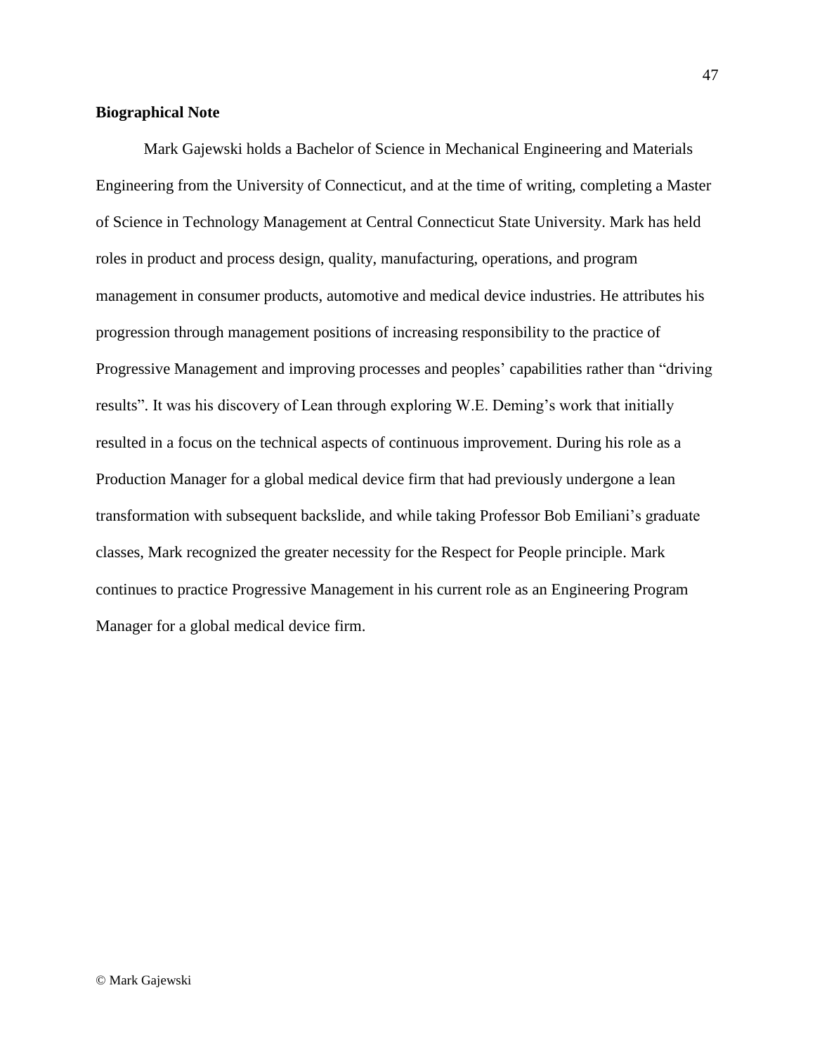**Biographical Note**

Mark Gajewski holds a Bachelor of Science in Mechanical Engineering and Materials Engineering from the University of Connecticut, and at the time of writing, completing a Master of Science in Technology Management at Central Connecticut State University. Mark has held roles in product and process design, quality, manufacturing, operations, and program management in consumer products, automotive and medical device industries. He attributes his progression through management positions of increasing responsibility to the practice of Progressive Management and improving processes and peoples' capabilities rather than "driving results". It was his discovery of Lean through exploring W.E. Deming's work that initially resulted in a focus on the technical aspects of continuous improvement. During his role as a Production Manager for a global medical device firm that had previously undergone a lean transformation with subsequent backslide, and while taking Professor Bob Emiliani's graduate classes, Mark recognized the greater necessity for the Respect for People principle. Mark continues to practice Progressive Management in his current role as an Engineering Program Manager for a global medical device firm.